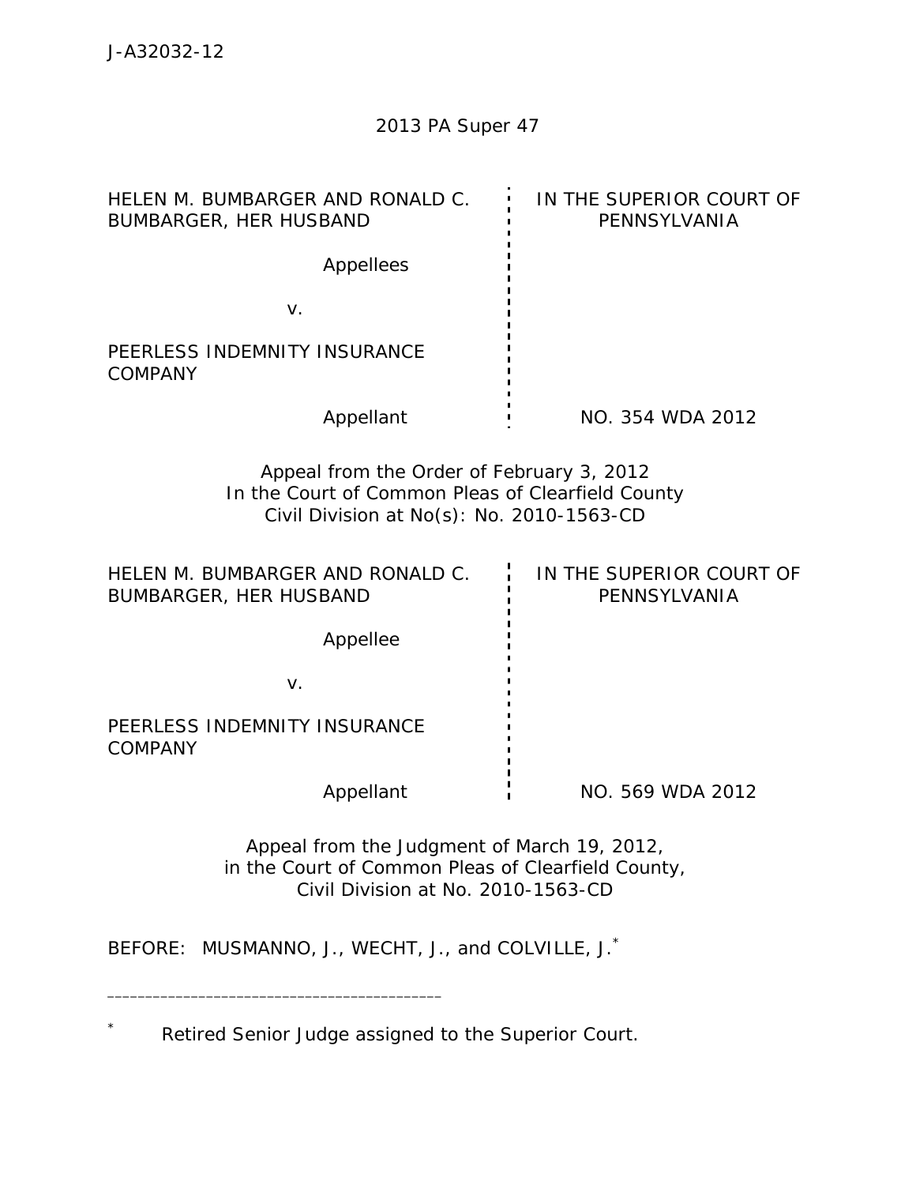J-A32032-12

2013 PA Super 47

| | |
|---|---|
| HELEN M. BUMBARGER AND RONALD C. BUMBARGER, HER HUSBAND<br><br>Appellees<br><br>v.<br><br>PEERLESS INDEMNITY INSURANCE COMPANY<br><br>Appellant | IN THE SUPERIOR COURT OF PENNSYLVANIA<br><br><br><br><br><br><br><br>NO. 354 WDA 2012 |

Appeal from the Order of February 3, 2012
In the Court of Common Pleas of Clearfield County
Civil Division at No(s): No. 2010-1563-CD

| | |
|---|---|
| HELEN M. BUMBARGER AND RONALD C. BUMBARGER, HER HUSBAND<br><br>Appellee<br><br>v.<br><br>PEERLESS INDEMNITY INSURANCE COMPANY<br><br>Appellant | IN THE SUPERIOR COURT OF PENNSYLVANIA<br><br><br><br><br><br><br><br>NO. 569 WDA 2012 |

Appeal from the Judgment of March 19, 2012,
in the Court of Common Pleas of Clearfield County,
Civil Division at No. 2010-1563-CD

BEFORE: MUSMANNO, J., WECHT, J., and COLVILLE, J.*

---

\* Retired Senior Judge assigned to the Superior Court.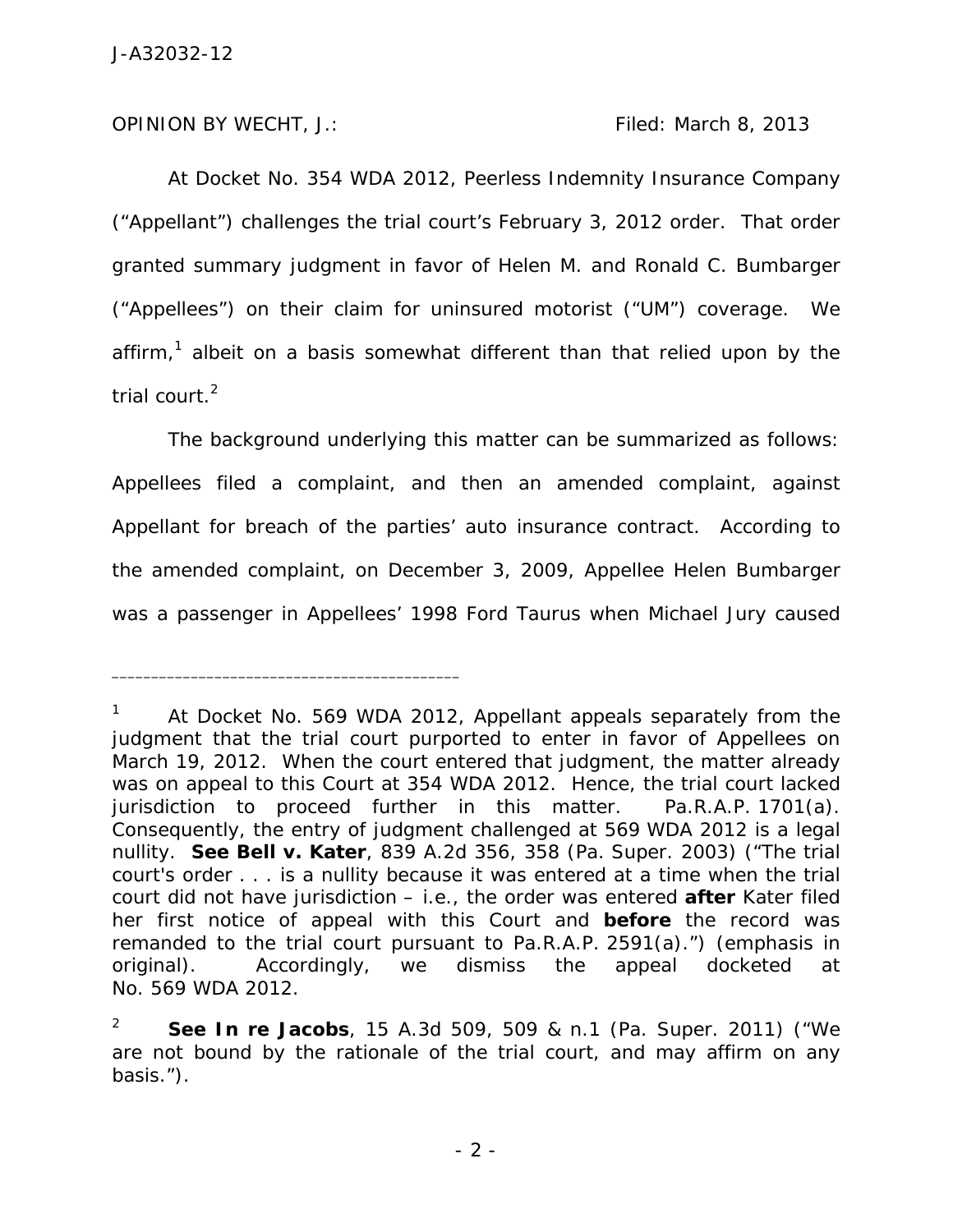OPINION BY WECHT, J.: Filed: March 8, 2013

At Docket No. 354 WDA 2012, Peerless Indemnity Insurance Company ("Appellant") challenges the trial court's February 3, 2012 order. That order granted summary judgment in favor of Helen M. and Ronald C. Bumbarger ("Appellees") on their claim for uninsured motorist ("UM") coverage. We affirm,[1] albeit on a basis somewhat different than that relied upon by the trial court.[2]

The background underlying this matter can be summarized as follows: Appellees filed a complaint, and then an amended complaint, against Appellant for breach of the parties' auto insurance contract. According to the amended complaint, on December 3, 2009, Appellee Helen Bumbarger was a passenger in Appellees' 1998 Ford Taurus when Michael Jury caused

---

[1] At Docket No. 569 WDA 2012, Appellant appeals separately from the judgment that the trial court purported to enter in favor of Appellees on March 19, 2012. When the court entered that judgment, the matter already was on appeal to this Court at 354 WDA 2012. Hence, the trial court lacked jurisdiction to proceed further in this matter. Pa.R.A.P. 1701(a). Consequently, the entry of judgment challenged at 569 WDA 2012 is a legal nullity. **See *Bell v. Kater***, 839 A.2d 356, 358 (Pa. Super. 2003) ("The trial court's order . . . is a nullity because it was entered at a time when the trial court did not have jurisdiction – i.e., the order was entered **after** Kater filed her first notice of appeal with this Court and **before** the record was remanded to the trial court pursuant to Pa.R.A.P. 2591(a).") (emphasis in original). Accordingly, we dismiss the appeal docketed at No. 569 WDA 2012.

[2] **See *In re Jacobs***, 15 A.3d 509, 509 & n.1 (Pa. Super. 2011) ("We are not bound by the rationale of the trial court, and may affirm on any basis.").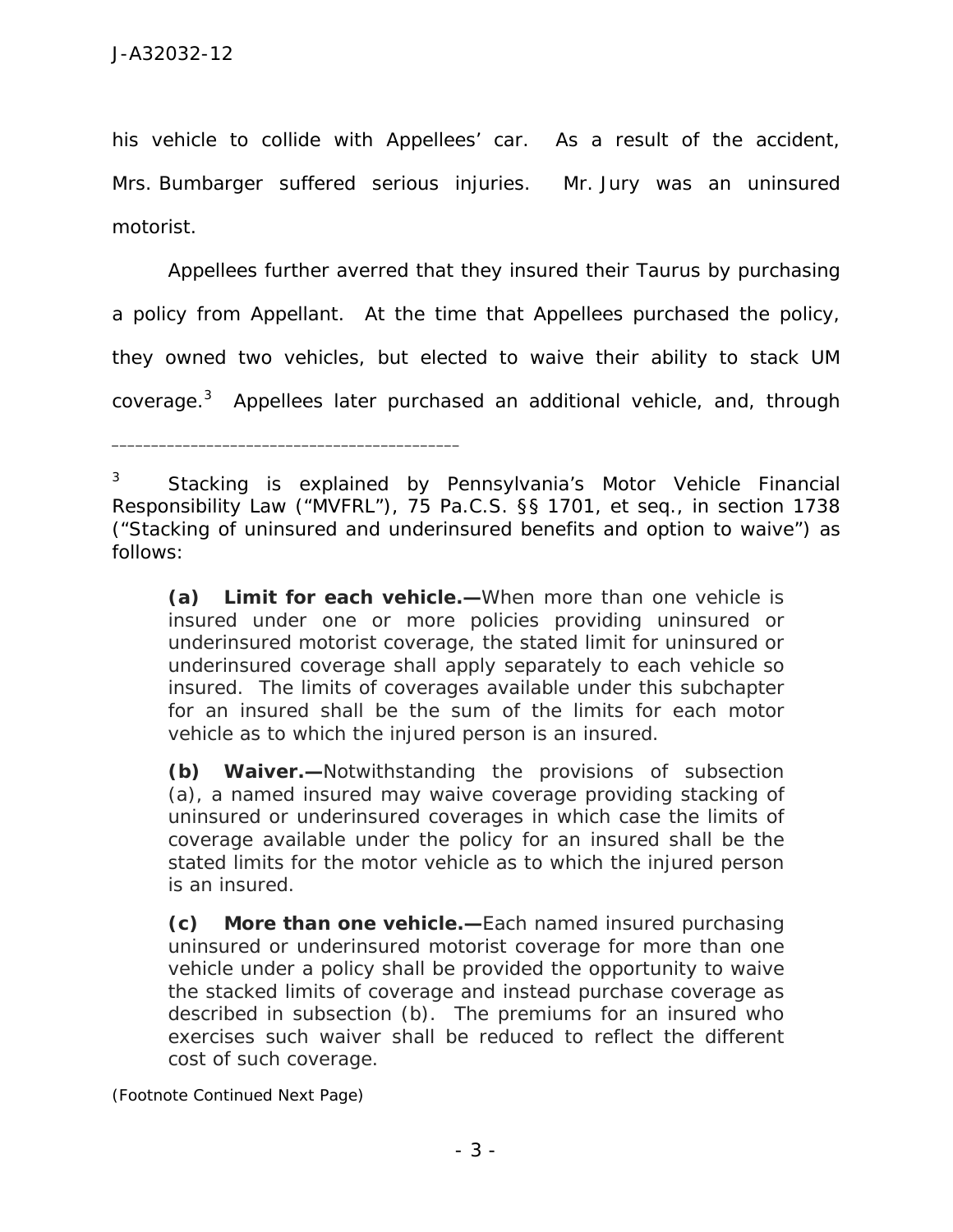his vehicle to collide with Appellees' car. As a result of the accident, Mrs. Bumbarger suffered serious injuries. Mr. Jury was an uninsured motorist.

Appellees further averred that they insured their Taurus by purchasing a policy from Appellant. At the time that Appellees purchased the policy, they owned two vehicles, but elected to waive their ability to stack UM coverage.[3] Appellees later purchased an additional vehicle, and, through

---

[3] Stacking is explained by Pennsylvania's Motor Vehicle Financial Responsibility Law ("MVFRL"), 75 Pa.C.S. §§ 1701, et seq., in section 1738 ("Stacking of uninsured and underinsured benefits and option to waive") as follows:

> **(a) Limit for each vehicle.—**When more than one vehicle is insured under one or more policies providing uninsured or underinsured motorist coverage, the stated limit for uninsured or underinsured coverage shall apply separately to each vehicle so insured. The limits of coverages available under this subchapter for an insured shall be the sum of the limits for each motor vehicle as to which the injured person is an insured.
>
> **(b) Waiver.—**Notwithstanding the provisions of subsection (a), a named insured may waive coverage providing stacking of uninsured or underinsured coverages in which case the limits of coverage available under the policy for an insured shall be the stated limits for the motor vehicle as to which the injured person is an insured.
>
> **(c) More than one vehicle.—**Each named insured purchasing uninsured or underinsured motorist coverage for more than one vehicle under a policy shall be provided the opportunity to waive the stacked limits of coverage and instead purchase coverage as described in subsection (b). The premiums for an insured who exercises such waiver shall be reduced to reflect the different cost of such coverage.

(Footnote Continued Next Page)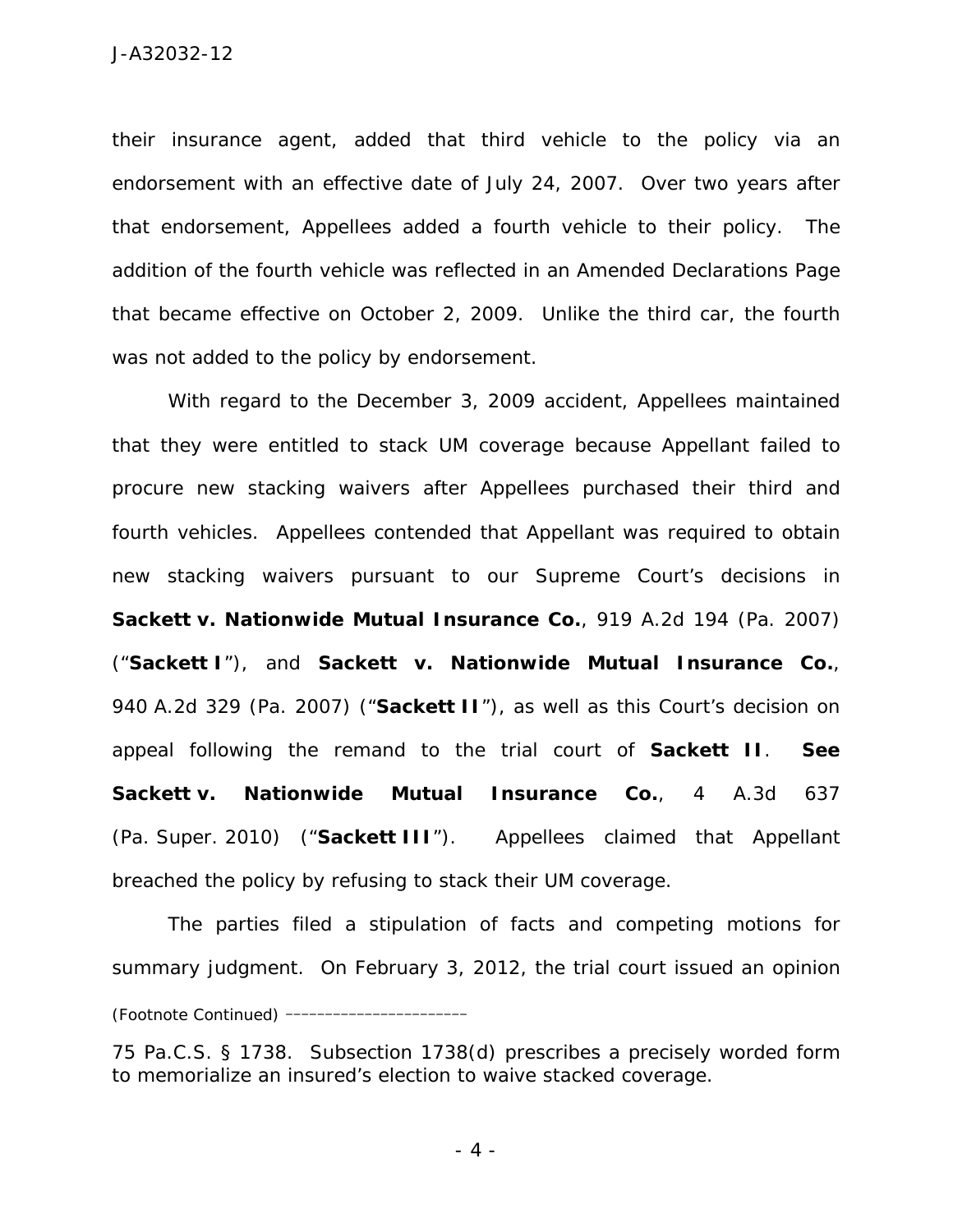their insurance agent, added that third vehicle to the policy via an endorsement with an effective date of July 24, 2007. Over two years after that endorsement, Appellees added a fourth vehicle to their policy. The addition of the fourth vehicle was reflected in an Amended Declarations Page that became effective on October 2, 2009. Unlike the third car, the fourth was not added to the policy by endorsement.

With regard to the December 3, 2009 accident, Appellees maintained that they were entitled to stack UM coverage because Appellant failed to procure new stacking waivers after Appellees purchased their third and fourth vehicles. Appellees contended that Appellant was required to obtain new stacking waivers pursuant to our Supreme Court's decisions in **Sackett v. Nationwide Mutual Insurance Co.**, 919 A.2d 194 (Pa. 2007) ("**Sackett I**"), and **Sackett v. Nationwide Mutual Insurance Co.**, 940 A.2d 329 (Pa. 2007) ("**Sackett II**"), as well as this Court's decision on appeal following the remand to the trial court of **Sackett II**. **See Sackett v. Nationwide Mutual Insurance Co.**, 4 A.3d 637 (Pa. Super. 2010) ("**Sackett III**"). Appellees claimed that Appellant breached the policy by refusing to stack their UM coverage.

The parties filed a stipulation of facts and competing motions for summary judgment. On February 3, 2012, the trial court issued an opinion

(Footnote Continued) \_\_\_\_\_\_\_\_\_\_\_\_\_\_\_\_\_\_\_\_\_\_\_

75 Pa.C.S. § 1738. Subsection 1738(d) prescribes a precisely worded form to memorialize an insured's election to waive stacked coverage.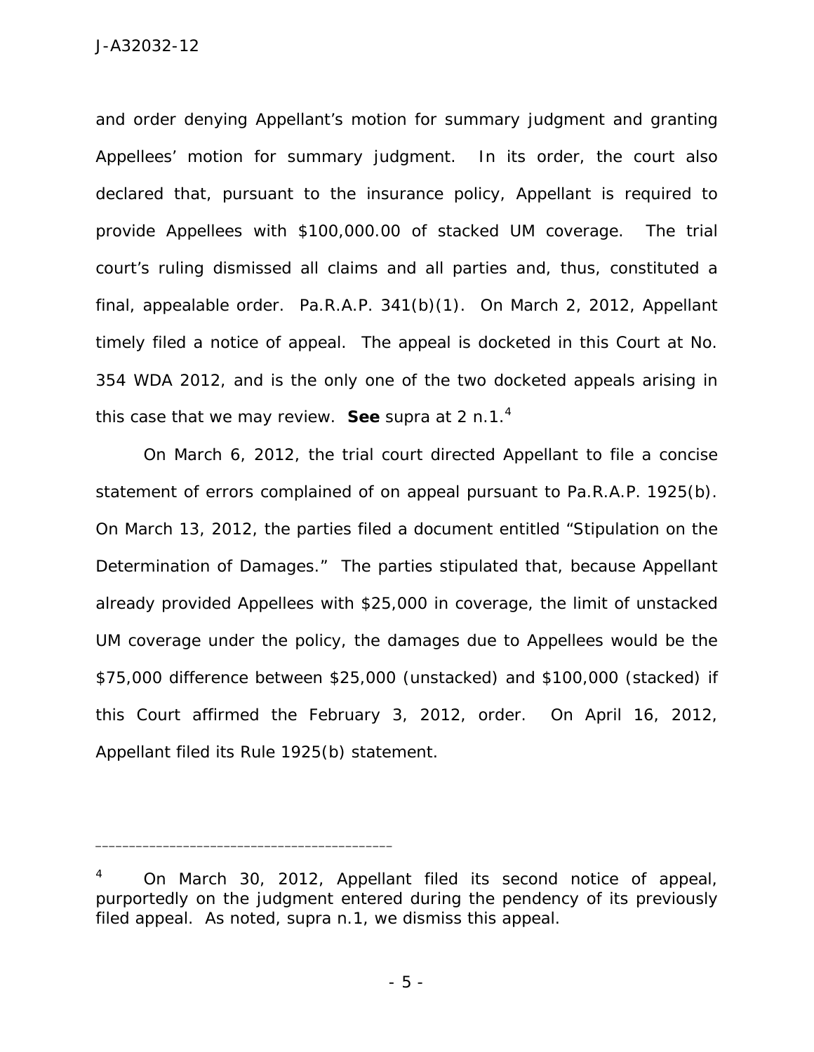and order denying Appellant's motion for summary judgment and granting Appellees' motion for summary judgment. In its order, the court also declared that, pursuant to the insurance policy, Appellant is required to provide Appellees with $100,000.00 of stacked UM coverage. The trial court's ruling dismissed all claims and all parties and, thus, constituted a final, appealable order. Pa.R.A.P. 341(b)(1). On March 2, 2012, Appellant timely filed a notice of appeal. The appeal is docketed in this Court at No. 354 WDA 2012, and is the only one of the two docketed appeals arising in this case that we may review. **See** supra at 2 n.1.[4]

On March 6, 2012, the trial court directed Appellant to file a concise statement of errors complained of on appeal pursuant to Pa.R.A.P. 1925(b). On March 13, 2012, the parties filed a document entitled "Stipulation on the Determination of Damages." The parties stipulated that, because Appellant already provided Appellees with $25,000 in coverage, the limit of unstacked UM coverage under the policy, the damages due to Appellees would be the $75,000 difference between $25,000 (unstacked) and $100,000 (stacked) if this Court affirmed the February 3, 2012, order. On April 16, 2012, Appellant filed its Rule 1925(b) statement.

---

[4] On March 30, 2012, Appellant filed its second notice of appeal, purportedly on the judgment entered during the pendency of its previously filed appeal. As noted, supra n.1, we dismiss this appeal.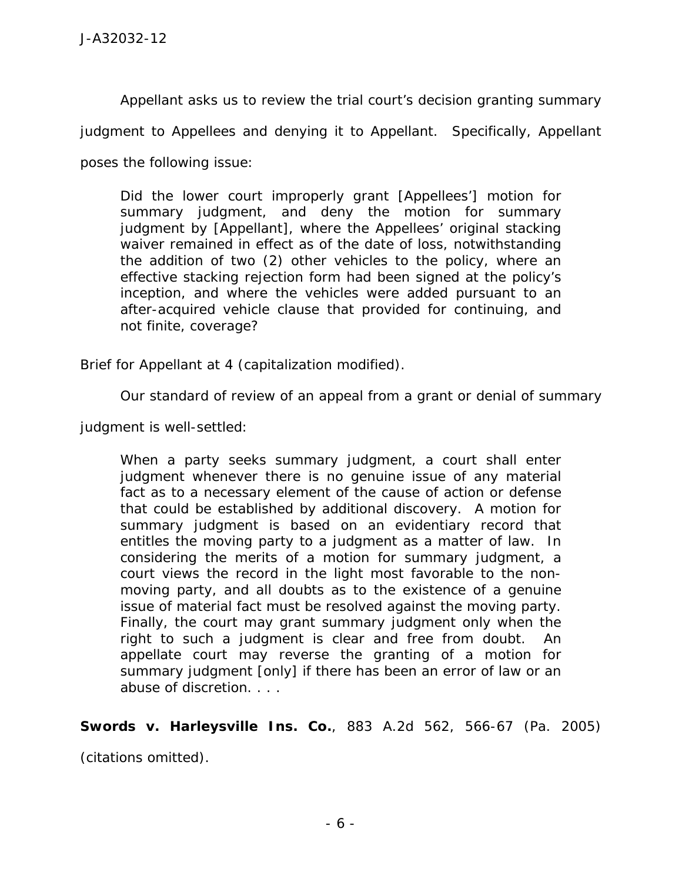Appellant asks us to review the trial court's decision granting summary judgment to Appellees and denying it to Appellant. Specifically, Appellant poses the following issue:

> Did the lower court improperly grant [Appellees'] motion for summary judgment, and deny the motion for summary judgment by [Appellant], where the Appellees' original stacking waiver remained in effect as of the date of loss, notwithstanding the addition of two (2) other vehicles to the policy, where an effective stacking rejection form had been signed at the policy's inception, and where the vehicles were added pursuant to an after-acquired vehicle clause that provided for continuing, and not finite, coverage?

Brief for Appellant at 4 (capitalization modified).

Our standard of review of an appeal from a grant or denial of summary judgment is well-settled:

> When a party seeks summary judgment, a court shall enter judgment whenever there is no genuine issue of any material fact as to a necessary element of the cause of action or defense that could be established by additional discovery. A motion for summary judgment is based on an evidentiary record that entitles the moving party to a judgment as a matter of law. In considering the merits of a motion for summary judgment, a court views the record in the light most favorable to the non-moving party, and all doubts as to the existence of a genuine issue of material fact must be resolved against the moving party. Finally, the court may grant summary judgment only when the right to such a judgment is clear and free from doubt. An appellate court may reverse the granting of a motion for summary judgment [only] if there has been an error of law or an abuse of discretion. . . .

**Swords v. Harleysville Ins. Co.**, 883 A.2d 562, 566-67 (Pa. 2005) (citations omitted).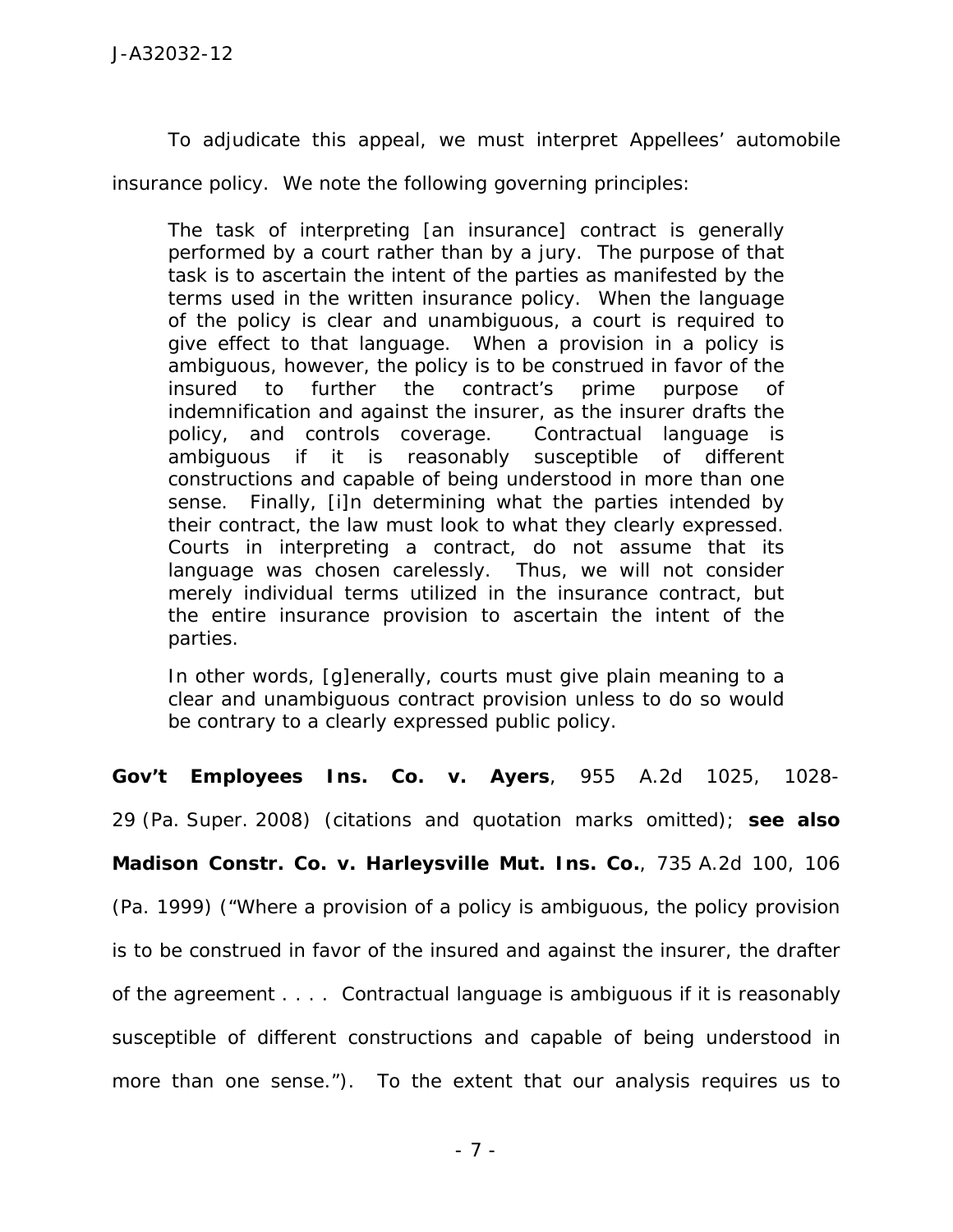To adjudicate this appeal, we must interpret Appellees' automobile insurance policy. We note the following governing principles:

> The task of interpreting [an insurance] contract is generally performed by a court rather than by a jury. The purpose of that task is to ascertain the intent of the parties as manifested by the terms used in the written insurance policy. When the language of the policy is clear and unambiguous, a court is required to give effect to that language. When a provision in a policy is ambiguous, however, the policy is to be construed in favor of the insured to further the contract's prime purpose of indemnification and against the insurer, as the insurer drafts the policy, and controls coverage. Contractual language is ambiguous if it is reasonably susceptible of different constructions and capable of being understood in more than one sense. Finally, [i]n determining what the parties intended by their contract, the law must look to what they clearly expressed. Courts in interpreting a contract, do not assume that its language was chosen carelessly. Thus, we will not consider merely individual terms utilized in the insurance contract, but the entire insurance provision to ascertain the intent of the parties.
>
> In other words, [g]enerally, courts must give plain meaning to a clear and unambiguous contract provision unless to do so would be contrary to a clearly expressed public policy.

**Gov't Employees Ins. Co. v. Ayers**, 955 A.2d 1025, 1028-29 (Pa. Super. 2008) (citations and quotation marks omitted); **see also Madison Constr. Co. v. Harleysville Mut. Ins. Co.**, 735 A.2d 100, 106 (Pa. 1999) ("Where a provision of a policy is ambiguous, the policy provision is to be construed in favor of the insured and against the insurer, the drafter of the agreement . . . . Contractual language is ambiguous if it is reasonably susceptible of different constructions and capable of being understood in more than one sense."). To the extent that our analysis requires us to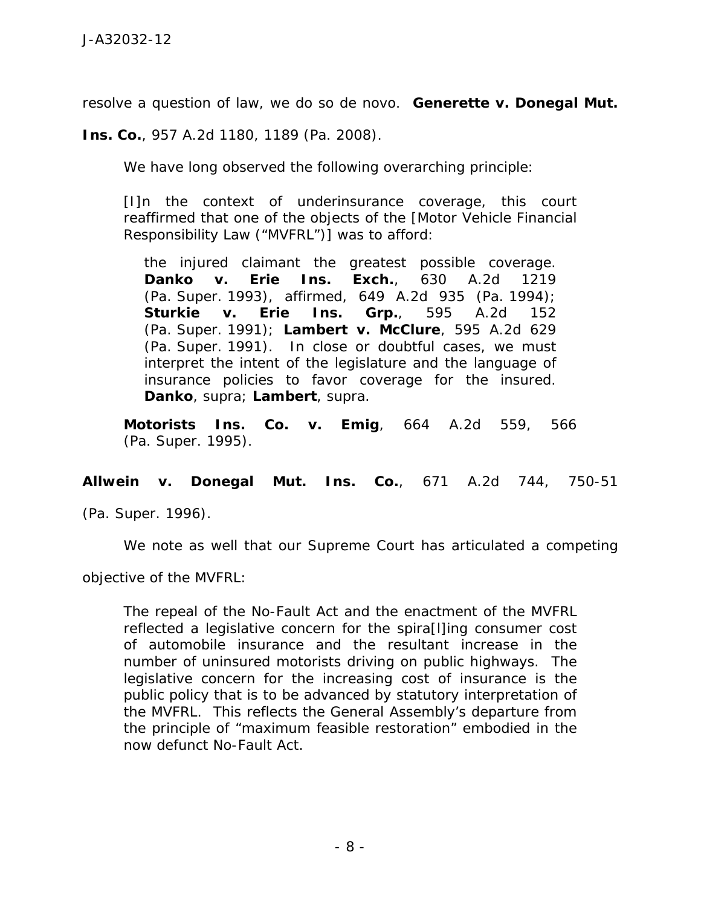resolve a question of law, we do so de novo. **Generette v. Donegal Mut. Ins. Co.**, 957 A.2d 1180, 1189 (Pa. 2008).

We have long observed the following overarching principle:

> [I]n the context of underinsurance coverage, this court reaffirmed that one of the objects of the [Motor Vehicle Financial Responsibility Law ("MVFRL")] was to afford:
>
> > the injured claimant the greatest possible coverage. **Danko v. Erie Ins. Exch.**, 630 A.2d 1219 (Pa. Super. 1993), affirmed, 649 A.2d 935 (Pa. 1994); **Sturkie v. Erie Ins. Grp.**, 595 A.2d 152 (Pa. Super. 1991); **Lambert v. McClure**, 595 A.2d 629 (Pa. Super. 1991). In close or doubtful cases, we must interpret the intent of the legislature and the language of insurance policies to favor coverage for the insured. **Danko**, supra; **Lambert**, supra.
>
> **Motorists Ins. Co. v. Emig**, 664 A.2d 559, 566 (Pa. Super. 1995).

**Allwein v. Donegal Mut. Ins. Co.**, 671 A.2d 744, 750-51 (Pa. Super. 1996).

We note as well that our Supreme Court has articulated a competing objective of the MVFRL:

> The repeal of the No-Fault Act and the enactment of the MVFRL reflected a legislative concern for the spira[l]ing consumer cost of automobile insurance and the resultant increase in the number of uninsured motorists driving on public highways. The legislative concern for the increasing cost of insurance is the public policy that is to be advanced by statutory interpretation of the MVFRL. This reflects the General Assembly's departure from the principle of "maximum feasible restoration" embodied in the now defunct No-Fault Act.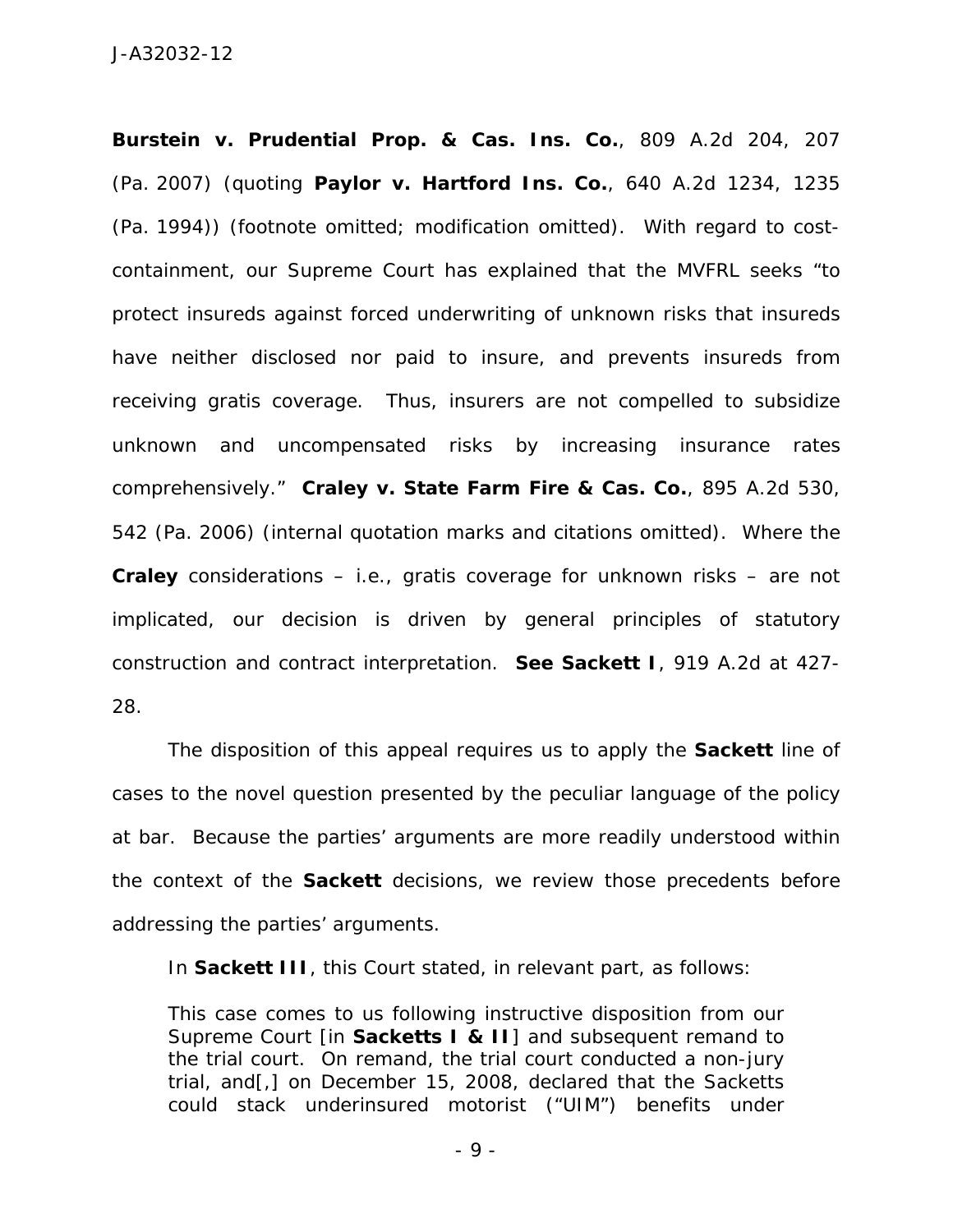**Burstein v. Prudential Prop. & Cas. Ins. Co.**, 809 A.2d 204, 207 (Pa. 2007) (quoting **Paylor v. Hartford Ins. Co.**, 640 A.2d 1234, 1235 (Pa. 1994)) (footnote omitted; modification omitted). With regard to cost-containment, our Supreme Court has explained that the MVFRL seeks "to protect insureds against forced underwriting of unknown risks that insureds have neither disclosed nor paid to insure, and prevents insureds from receiving gratis coverage. Thus, insurers are not compelled to subsidize unknown and uncompensated risks by increasing insurance rates comprehensively." **Craley v. State Farm Fire & Cas. Co.**, 895 A.2d 530, 542 (Pa. 2006) (internal quotation marks and citations omitted). Where the **Craley** considerations – i.e., gratis coverage for unknown risks – are not implicated, our decision is driven by general principles of statutory construction and contract interpretation. **See Sackett I**, 919 A.2d at 427-28.

The disposition of this appeal requires us to apply the **Sackett** line of cases to the novel question presented by the peculiar language of the policy at bar. Because the parties' arguments are more readily understood within the context of the **Sackett** decisions, we review those precedents before addressing the parties' arguments.

In **Sackett III**, this Court stated, in relevant part, as follows:

> This case comes to us following instructive disposition from our Supreme Court [in **Sacketts I & II**] and subsequent remand to the trial court. On remand, the trial court conducted a non-jury trial, and[,] on December 15, 2008, declared that the Sacketts could stack underinsured motorist ("UIM") benefits under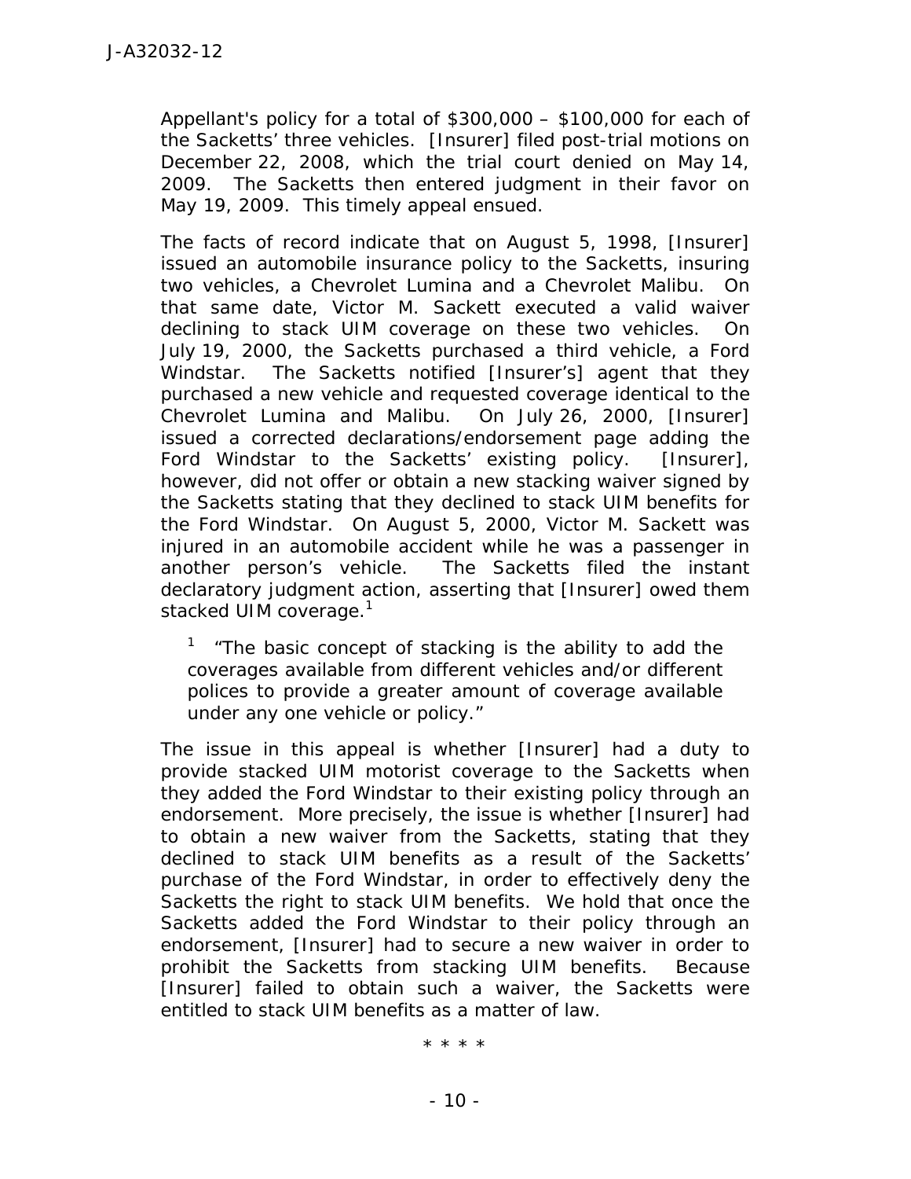Appellant's policy for a total of $300,000 – $100,000 for each of the Sacketts' three vehicles. [Insurer] filed post-trial motions on December 22, 2008, which the trial court denied on May 14, 2009. The Sacketts then entered judgment in their favor on May 19, 2009. This timely appeal ensued.

The facts of record indicate that on August 5, 1998, [Insurer] issued an automobile insurance policy to the Sacketts, insuring two vehicles, a Chevrolet Lumina and a Chevrolet Malibu. On that same date, Victor M. Sackett executed a valid waiver declining to stack UIM coverage on these two vehicles. On July 19, 2000, the Sacketts purchased a third vehicle, a Ford Windstar. The Sacketts notified [Insurer's] agent that they purchased a new vehicle and requested coverage identical to the Chevrolet Lumina and Malibu. On July 26, 2000, [Insurer] issued a corrected declarations/endorsement page adding the Ford Windstar to the Sacketts' existing policy. [Insurer], however, did not offer or obtain a new stacking waiver signed by the Sacketts stating that they declined to stack UIM benefits for the Ford Windstar. On August 5, 2000, Victor M. Sackett was injured in an automobile accident while he was a passenger in another person's vehicle. The Sacketts filed the instant declaratory judgment action, asserting that [Insurer] owed them stacked UIM coverage.[1]

> [1] "The basic concept of stacking is the ability to add the coverages available from different vehicles and/or different polices to provide a greater amount of coverage available under any one vehicle or policy."

The issue in this appeal is whether [Insurer] had a duty to provide stacked UIM motorist coverage to the Sacketts when they added the Ford Windstar to their existing policy through an endorsement. More precisely, the issue is whether [Insurer] had to obtain a new waiver from the Sacketts, stating that they declined to stack UIM benefits as a result of the Sacketts' purchase of the Ford Windstar, in order to effectively deny the Sacketts the right to stack UIM benefits. We hold that once the Sacketts added the Ford Windstar to their policy through an endorsement, [Insurer] had to secure a new waiver in order to prohibit the Sacketts from stacking UIM benefits. Because [Insurer] failed to obtain such a waiver, the Sacketts were entitled to stack UIM benefits as a matter of law.

\* \* \* \*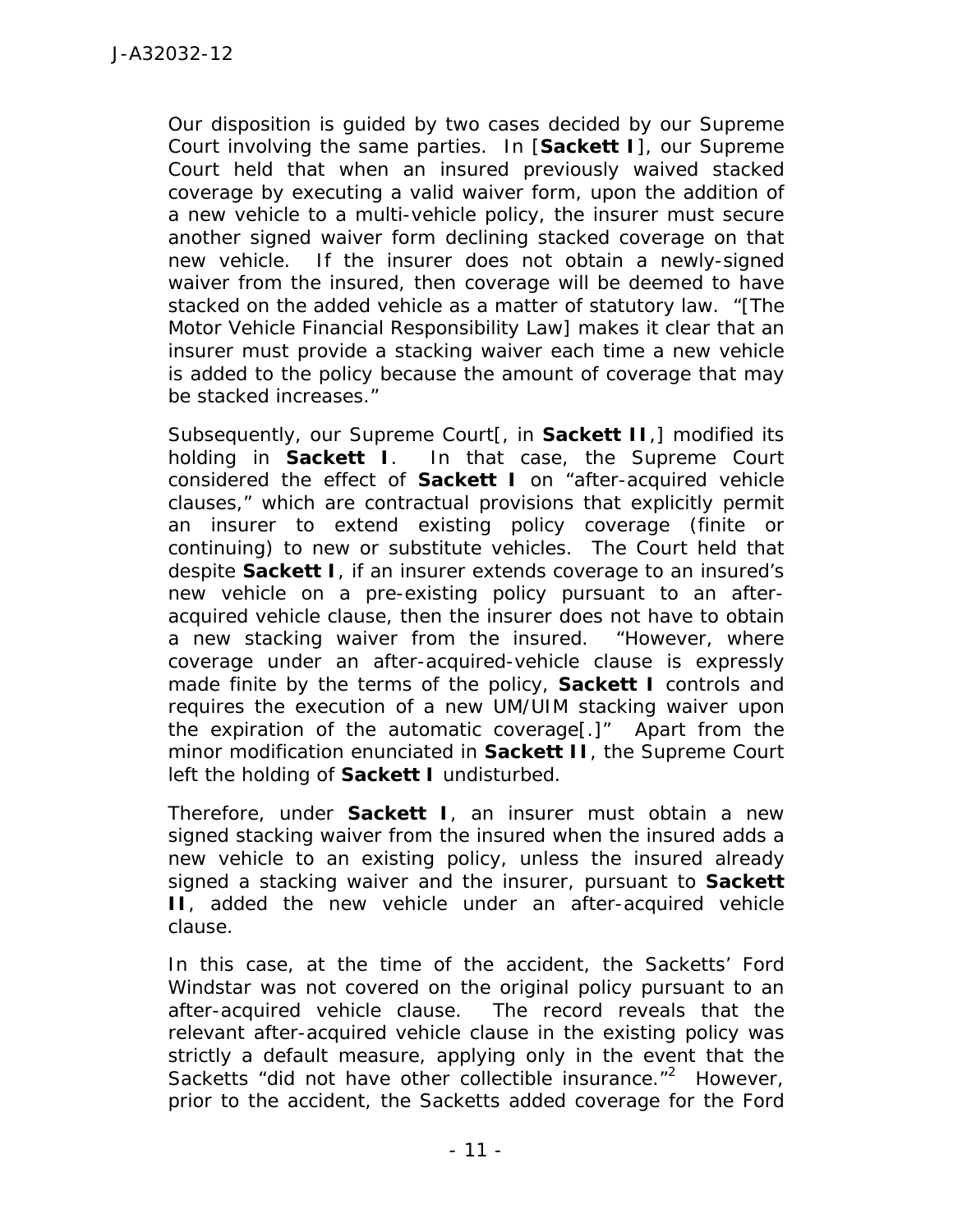Our disposition is guided by two cases decided by our Supreme Court involving the same parties. In [**Sackett I**], our Supreme Court held that when an insured previously waived stacked coverage by executing a valid waiver form, upon the addition of a new vehicle to a multi-vehicle policy, the insurer must secure another signed waiver form declining stacked coverage on that new vehicle. If the insurer does not obtain a newly-signed waiver from the insured, then coverage will be deemed to have stacked on the added vehicle as a matter of statutory law. "[The Motor Vehicle Financial Responsibility Law] makes it clear that an insurer must provide a stacking waiver each time a new vehicle is added to the policy because the amount of coverage that may be stacked increases."

Subsequently, our Supreme Court[, in **Sackett II**,] modified its holding in **Sackett I**. In that case, the Supreme Court considered the effect of **Sackett I** on "after-acquired vehicle clauses," which are contractual provisions that explicitly permit an insurer to extend existing policy coverage (finite or continuing) to new or substitute vehicles. The Court held that despite **Sackett I**, if an insurer extends coverage to an insured's new vehicle on a pre-existing policy pursuant to an after-acquired vehicle clause, then the insurer does not have to obtain a new stacking waiver from the insured. "However, where coverage under an after-acquired-vehicle clause is expressly made finite by the terms of the policy, **Sackett I** controls and requires the execution of a new UM/UIM stacking waiver upon the expiration of the automatic coverage[.]" Apart from the minor modification enunciated in **Sackett II**, the Supreme Court left the holding of **Sackett I** undisturbed.

Therefore, under **Sackett I**, an insurer must obtain a new signed stacking waiver from the insured when the insured adds a new vehicle to an existing policy, unless the insured already signed a stacking waiver and the insurer, pursuant to **Sackett II**, added the new vehicle under an after-acquired vehicle clause.

In this case, at the time of the accident, the Sacketts' Ford Windstar was not covered on the original policy pursuant to an after-acquired vehicle clause. The record reveals that the relevant after-acquired vehicle clause in the existing policy was strictly a default measure, applying only in the event that the Sacketts "did not have other collectible insurance."[2] However, prior to the accident, the Sacketts added coverage for the Ford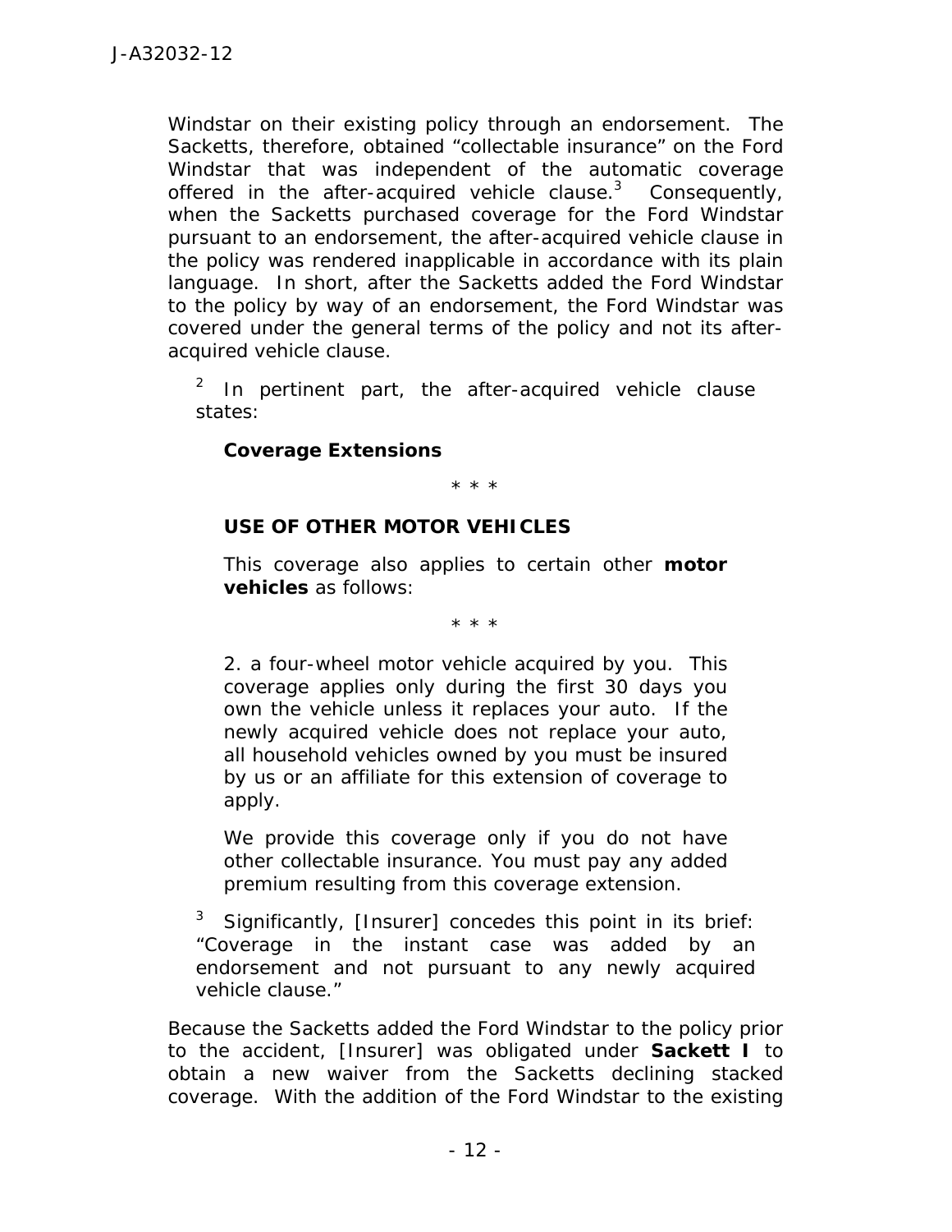Windstar on their existing policy through an endorsement. The Sacketts, therefore, obtained "collectable insurance" on the Ford Windstar that was independent of the automatic coverage offered in the after-acquired vehicle clause.[3] Consequently, when the Sacketts purchased coverage for the Ford Windstar pursuant to an endorsement, the after-acquired vehicle clause in the policy was rendered inapplicable in accordance with its plain language. In short, after the Sacketts added the Ford Windstar to the policy by way of an endorsement, the Ford Windstar was covered under the general terms of the policy and not its after-acquired vehicle clause.

> [2] In pertinent part, the after-acquired vehicle clause states:
>
> > **Coverage Extensions**
> >
> > \* \* \*
> >
> > **USE OF OTHER MOTOR VEHICLES**
> >
> > This coverage also applies to certain other **motor vehicles** as follows:
> >
> > \* \* \*
> >
> > 2. a four-wheel motor vehicle acquired by you. This coverage applies only during the first 30 days you own the vehicle unless it replaces your auto. If the newly acquired vehicle does not replace your auto, all household vehicles owned by you must be insured by us or an affiliate for this extension of coverage to apply.
> >
> > We provide this coverage only if you do not have other collectable insurance. You must pay any added premium resulting from this coverage extension.
>
> [3] Significantly, [Insurer] concedes this point in its brief: "Coverage in the instant case was added by an endorsement and not pursuant to any newly acquired vehicle clause."

Because the Sacketts added the Ford Windstar to the policy prior to the accident, [Insurer] was obligated under **Sackett I** to obtain a new waiver from the Sacketts declining stacked coverage. With the addition of the Ford Windstar to the existing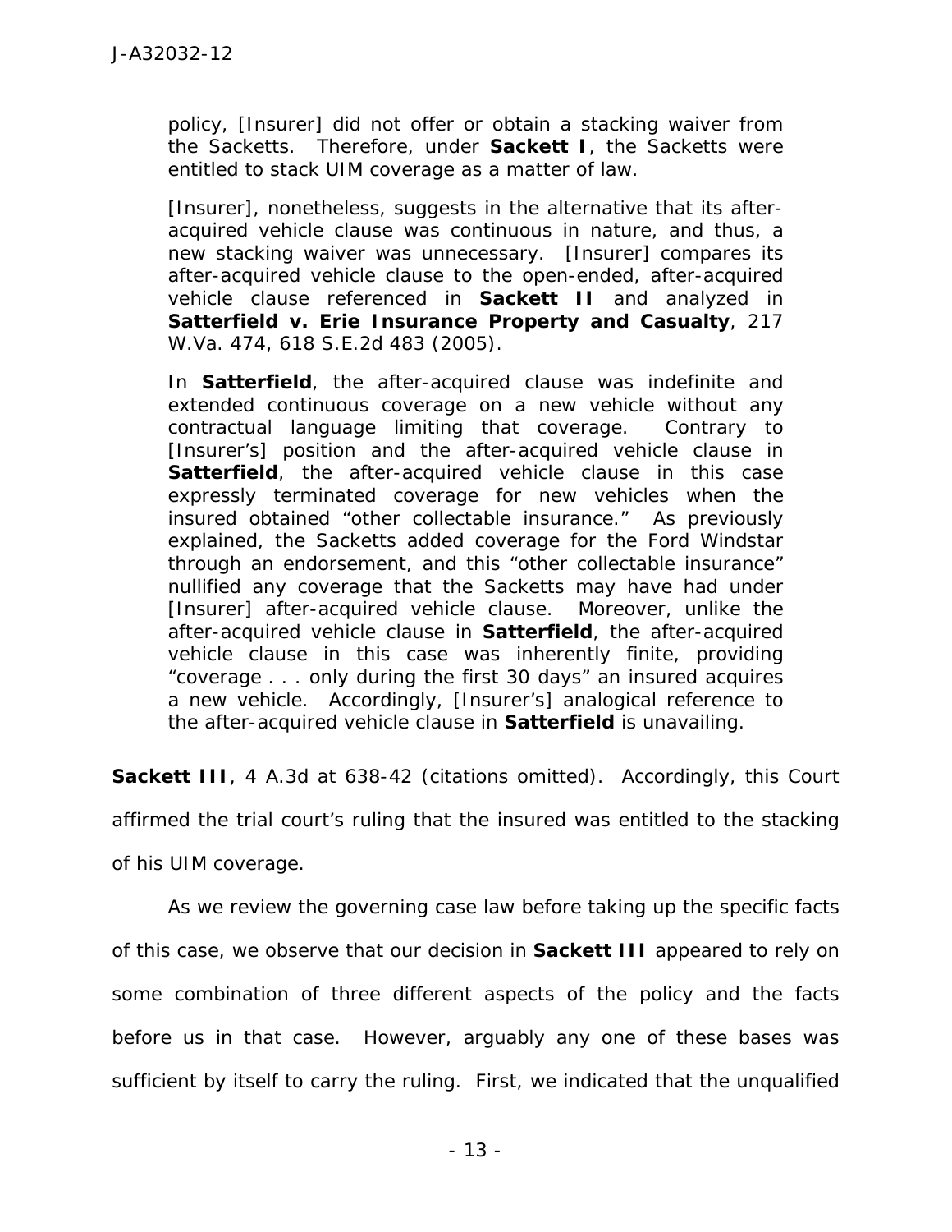policy, [Insurer] did not offer or obtain a stacking waiver from the Sacketts. Therefore, under **Sackett I**, the Sacketts were entitled to stack UIM coverage as a matter of law.

> [Insurer], nonetheless, suggests in the alternative that its after-acquired vehicle clause was continuous in nature, and thus, a new stacking waiver was unnecessary. [Insurer] compares its after-acquired vehicle clause to the open-ended, after-acquired vehicle clause referenced in **Sackett II** and analyzed in **Satterfield v. Erie Insurance Property and Casualty**, 217 W.Va. 474, 618 S.E.2d 483 (2005).
>
> In **Satterfield**, the after-acquired clause was indefinite and extended continuous coverage on a new vehicle without any contractual language limiting that coverage. Contrary to [Insurer's] position and the after-acquired vehicle clause in **Satterfield**, the after-acquired vehicle clause in this case expressly terminated coverage for new vehicles when the insured obtained "other collectable insurance." As previously explained, the Sacketts added coverage for the Ford Windstar through an endorsement, and this "other collectable insurance" nullified any coverage that the Sacketts may have had under [Insurer] after-acquired vehicle clause. Moreover, unlike the after-acquired vehicle clause in **Satterfield**, the after-acquired vehicle clause in this case was inherently finite, providing "coverage . . . only during the first 30 days" an insured acquires a new vehicle. Accordingly, [Insurer's] analogical reference to the after-acquired vehicle clause in **Satterfield** is unavailing.

**Sackett III**, 4 A.3d at 638-42 (citations omitted). Accordingly, this Court affirmed the trial court's ruling that the insured was entitled to the stacking of his UIM coverage.

As we review the governing case law before taking up the specific facts of this case, we observe that our decision in **Sackett III** appeared to rely on some combination of three different aspects of the policy and the facts before us in that case. However, arguably any one of these bases was sufficient by itself to carry the ruling. First, we indicated that the unqualified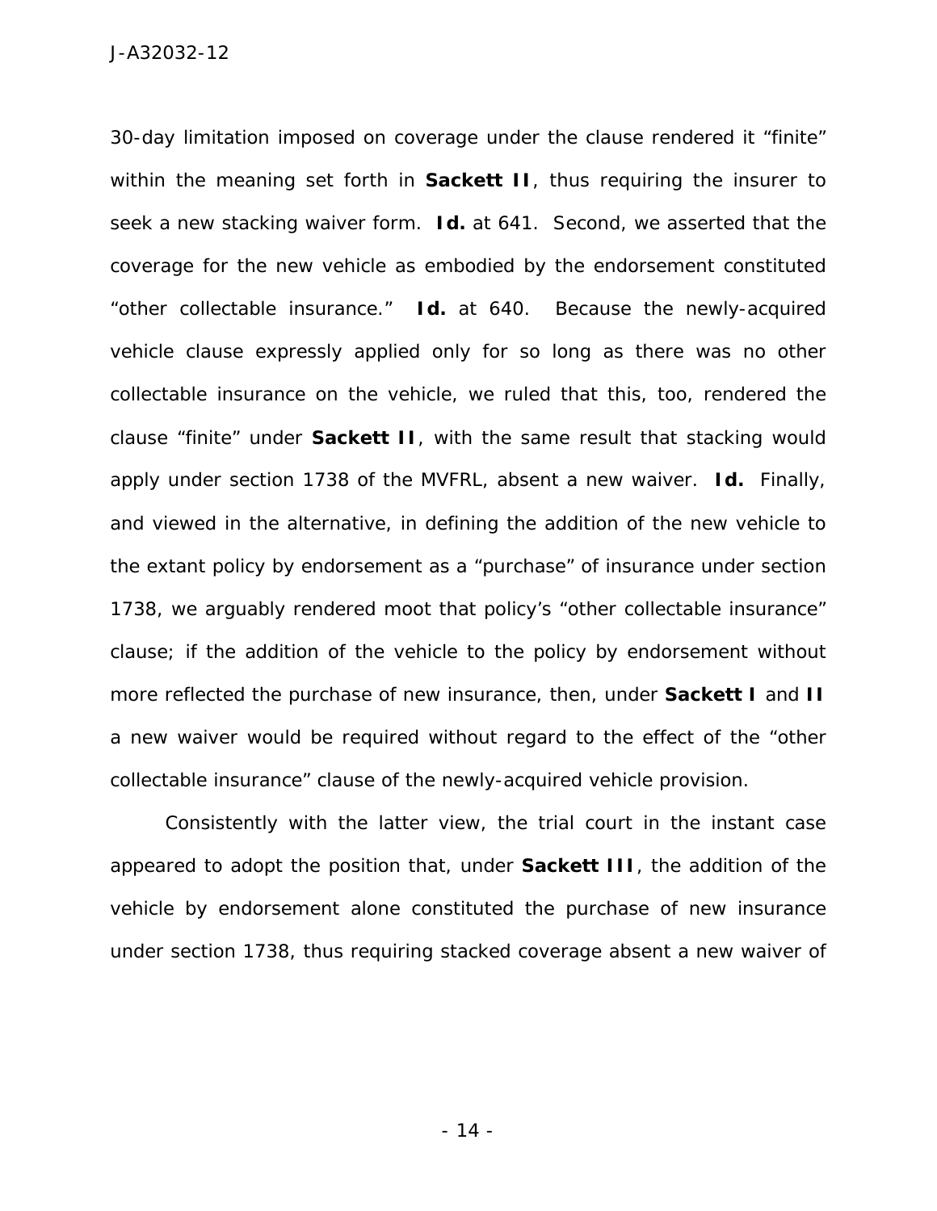30-day limitation imposed on coverage under the clause rendered it "finite" within the meaning set forth in **Sackett II**, thus requiring the insurer to seek a new stacking waiver form. **Id.** at 641. Second, we asserted that the coverage for the new vehicle as embodied by the endorsement constituted "other collectable insurance." **Id.** at 640. Because the newly-acquired vehicle clause expressly applied only for so long as there was no other collectable insurance on the vehicle, we ruled that this, too, rendered the clause "finite" under **Sackett II**, with the same result that stacking would apply under section 1738 of the MVFRL, absent a new waiver. **Id.** Finally, and viewed in the alternative, in defining the addition of the new vehicle to the extant policy by endorsement as a "purchase" of insurance under section 1738, we arguably rendered moot that policy's "other collectable insurance" clause; if the addition of the vehicle to the policy by endorsement without more reflected the purchase of new insurance, then, under **Sackett I** and **II** a new waiver would be required without regard to the effect of the "other collectable insurance" clause of the newly-acquired vehicle provision.

Consistently with the latter view, the trial court in the instant case appeared to adopt the position that, under **Sackett III**, the addition of the vehicle by endorsement alone constituted the purchase of new insurance under section 1738, thus requiring stacked coverage absent a new waiver of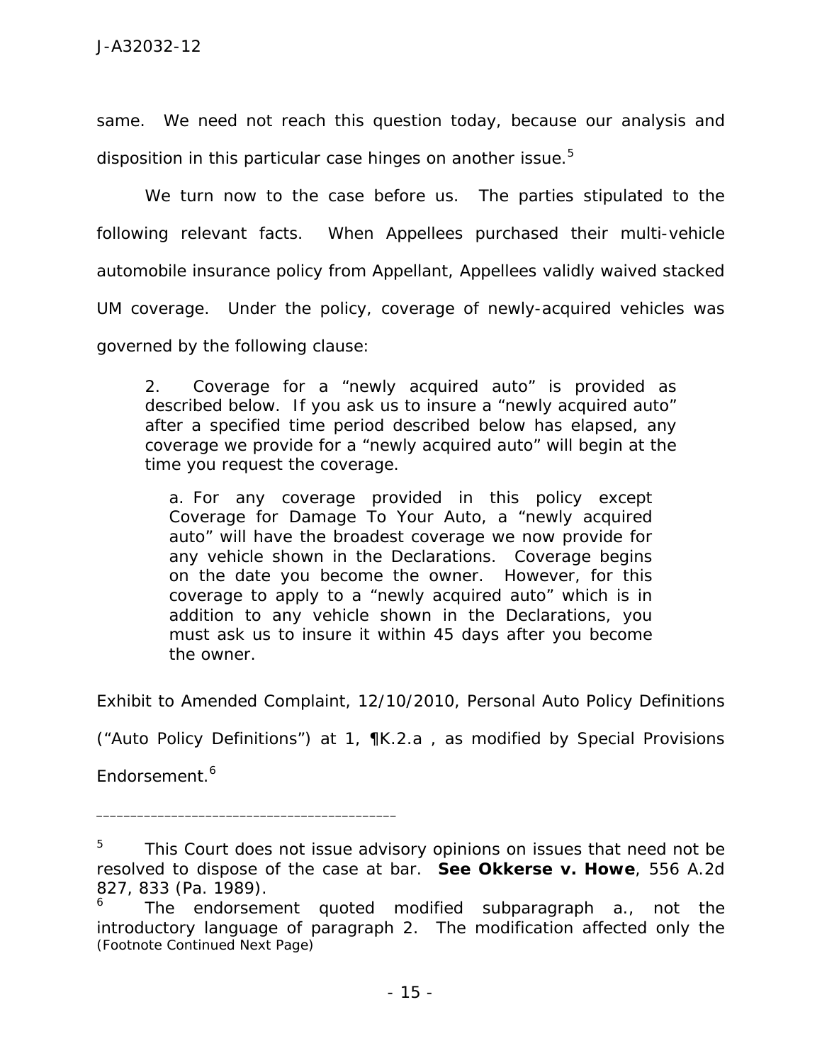same. We need not reach this question today, because our analysis and disposition in this particular case hinges on another issue.[5]

We turn now to the case before us. The parties stipulated to the following relevant facts. When Appellees purchased their multi-vehicle automobile insurance policy from Appellant, Appellees validly waived stacked UM coverage. Under the policy, coverage of newly-acquired vehicles was governed by the following clause:

> 2. Coverage for a "newly acquired auto" is provided as described below. If you ask us to insure a "newly acquired auto" after a specified time period described below has elapsed, any coverage we provide for a "newly acquired auto" will begin at the time you request the coverage.
>
> > a. For any coverage provided in this policy except Coverage for Damage To Your Auto, a "newly acquired auto" will have the broadest coverage we now provide for any vehicle shown in the Declarations. Coverage begins on the date you become the owner. However, for this coverage to apply to a "newly acquired auto" which is in addition to any vehicle shown in the Declarations, you must ask us to insure it within 45 days after you become the owner.

Exhibit to Amended Complaint, 12/10/2010, Personal Auto Policy Definitions ("Auto Policy Definitions") at 1, ¶K.2.a , as modified by Special Provisions Endorsement.[6]

---

[5] This Court does not issue advisory opinions on issues that need not be resolved to dispose of the case at bar. **See Okkerse v. Howe**, 556 A.2d 827, 833 (Pa. 1989).

[6] The endorsement quoted modified subparagraph a., not the introductory language of paragraph 2. The modification affected only the (Footnote Continued Next Page)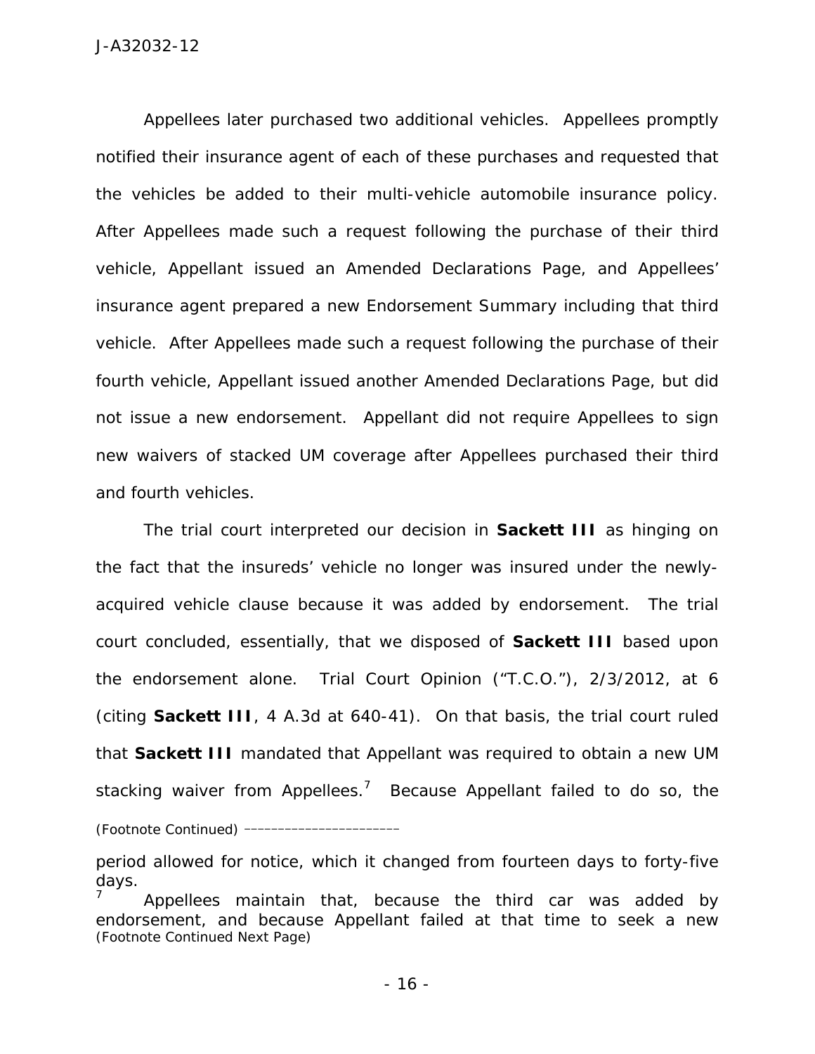Appellees later purchased two additional vehicles. Appellees promptly notified their insurance agent of each of these purchases and requested that the vehicles be added to their multi-vehicle automobile insurance policy. After Appellees made such a request following the purchase of their third vehicle, Appellant issued an Amended Declarations Page, and Appellees' insurance agent prepared a new Endorsement Summary including that third vehicle. After Appellees made such a request following the purchase of their fourth vehicle, Appellant issued another Amended Declarations Page, but did not issue a new endorsement. Appellant did not require Appellees to sign new waivers of stacked UM coverage after Appellees purchased their third and fourth vehicles.

The trial court interpreted our decision in **Sackett III** as hinging on the fact that the insureds' vehicle no longer was insured under the newly-acquired vehicle clause because it was added by endorsement. The trial court concluded, essentially, that we disposed of **Sackett III** based upon the endorsement alone. Trial Court Opinion ("T.C.O."), 2/3/2012, at 6 (citing **Sackett III**, 4 A.3d at 640-41). On that basis, the trial court ruled that **Sackett III** mandated that Appellant was required to obtain a new UM stacking waiver from Appellees.[7] Because Appellant failed to do so, the

(Footnote Continued) ________________________

period allowed for notice, which it changed from fourteen days to forty-five days.

[7] Appellees maintain that, because the third car was added by endorsement, and because Appellant failed at that time to seek a new

(Footnote Continued Next Page)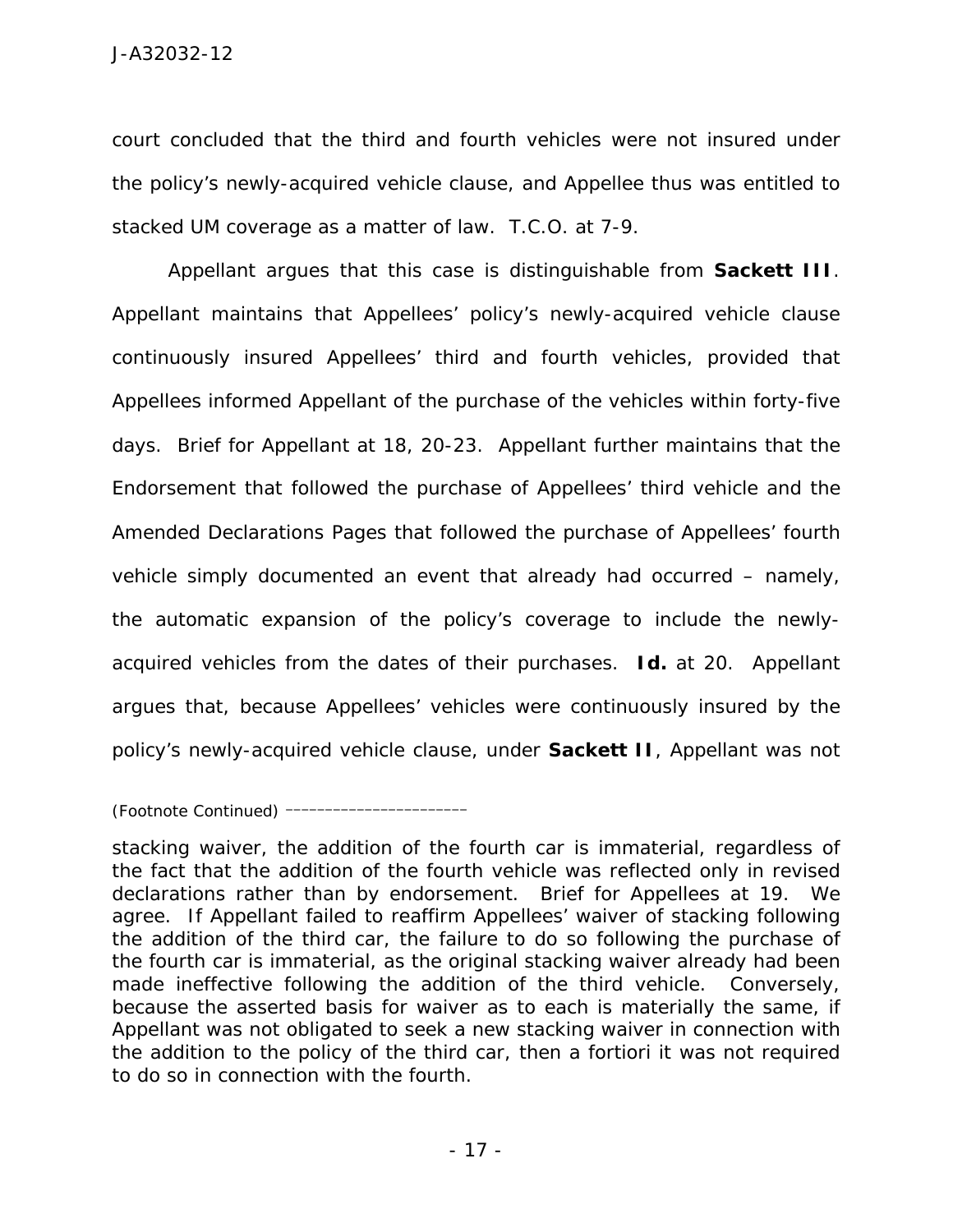court concluded that the third and fourth vehicles were not insured under the policy's newly-acquired vehicle clause, and Appellee thus was entitled to stacked UM coverage as a matter of law. T.C.O. at 7-9.

Appellant argues that this case is distinguishable from **Sackett III**. Appellant maintains that Appellees' policy's newly-acquired vehicle clause continuously insured Appellees' third and fourth vehicles, provided that Appellees informed Appellant of the purchase of the vehicles within forty-five days. Brief for Appellant at 18, 20-23. Appellant further maintains that the Endorsement that followed the purchase of Appellees' third vehicle and the Amended Declarations Pages that followed the purchase of Appellees' fourth vehicle simply documented an event that already had occurred – namely, the automatic expansion of the policy's coverage to include the newly-acquired vehicles from the dates of their purchases. **Id.** at 20. Appellant argues that, because Appellees' vehicles were continuously insured by the policy's newly-acquired vehicle clause, under **Sackett II**, Appellant was not

(Footnote Continued) ------------------------

stacking waiver, the addition of the fourth car is immaterial, regardless of the fact that the addition of the fourth vehicle was reflected only in revised declarations rather than by endorsement. Brief for Appellees at 19. We agree. If Appellant failed to reaffirm Appellees' waiver of stacking following the addition of the third car, the failure to do so following the purchase of the fourth car is immaterial, as the original stacking waiver already had been made ineffective following the addition of the third vehicle. Conversely, because the asserted basis for waiver as to each is materially the same, if Appellant was not obligated to seek a new stacking waiver in connection with the addition to the policy of the third car, then a fortiori it was not required to do so in connection with the fourth.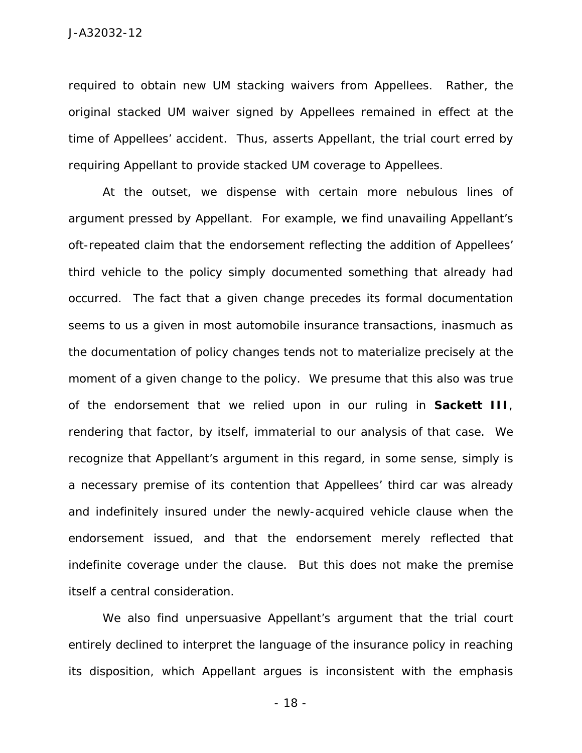required to obtain new UM stacking waivers from Appellees. Rather, the original stacked UM waiver signed by Appellees remained in effect at the time of Appellees' accident. Thus, asserts Appellant, the trial court erred by requiring Appellant to provide stacked UM coverage to Appellees.

At the outset, we dispense with certain more nebulous lines of argument pressed by Appellant. For example, we find unavailing Appellant's oft-repeated claim that the endorsement reflecting the addition of Appellees' third vehicle to the policy simply documented something that already had occurred. The fact that a given change precedes its formal documentation seems to us a given in most automobile insurance transactions, inasmuch as the documentation of policy changes tends not to materialize precisely at the moment of a given change to the policy. We presume that this also was true of the endorsement that we relied upon in our ruling in **Sackett III**, rendering that factor, by itself, immaterial to our analysis of that case. We recognize that Appellant's argument in this regard, in some sense, simply is a necessary premise of its contention that Appellees' third car was already and indefinitely insured under the newly-acquired vehicle clause when the endorsement issued, and that the endorsement merely reflected that indefinite coverage under the clause. But this does not make the premise itself a central consideration.

We also find unpersuasive Appellant's argument that the trial court entirely declined to interpret the language of the insurance policy in reaching its disposition, which Appellant argues is inconsistent with the emphasis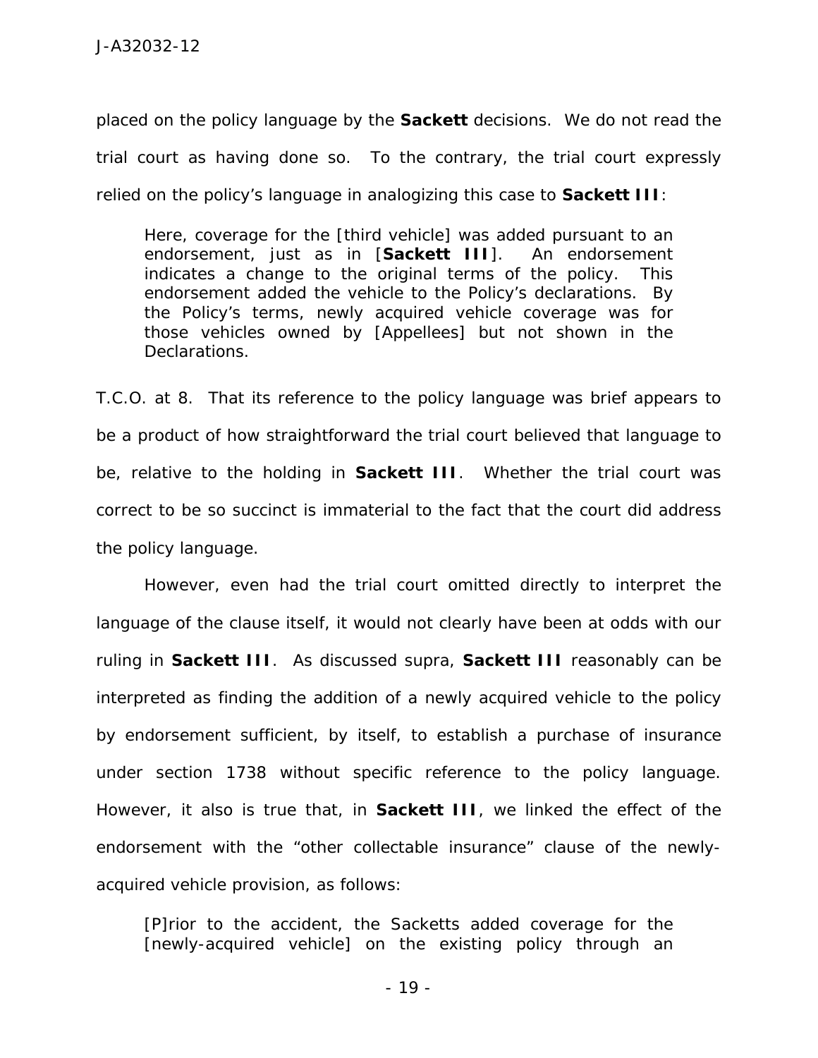placed on the policy language by the **Sackett** decisions. We do not read the trial court as having done so. To the contrary, the trial court expressly relied on the policy's language in analogizing this case to **Sackett III**:

> Here, coverage for the [third vehicle] was added pursuant to an endorsement, just as in [**Sackett III**]. An endorsement indicates a change to the original terms of the policy. This endorsement added the vehicle to the Policy's declarations. By the Policy's terms, newly acquired vehicle coverage was for those vehicles owned by [Appellees] but not shown in the Declarations.

T.C.O. at 8. That its reference to the policy language was brief appears to be a product of how straightforward the trial court believed that language to be, relative to the holding in **Sackett III**. Whether the trial court was correct to be so succinct is immaterial to the fact that the court did address the policy language.

However, even had the trial court omitted directly to interpret the language of the clause itself, it would not clearly have been at odds with our ruling in **Sackett III**. As discussed supra, **Sackett III** reasonably can be interpreted as finding the addition of a newly acquired vehicle to the policy by endorsement sufficient, by itself, to establish a purchase of insurance under section 1738 without specific reference to the policy language. However, it also is true that, in **Sackett III**, we linked the effect of the endorsement with the "other collectable insurance" clause of the newly-acquired vehicle provision, as follows:

> [P]rior to the accident, the Sacketts added coverage for the [newly-acquired vehicle] on the existing policy through an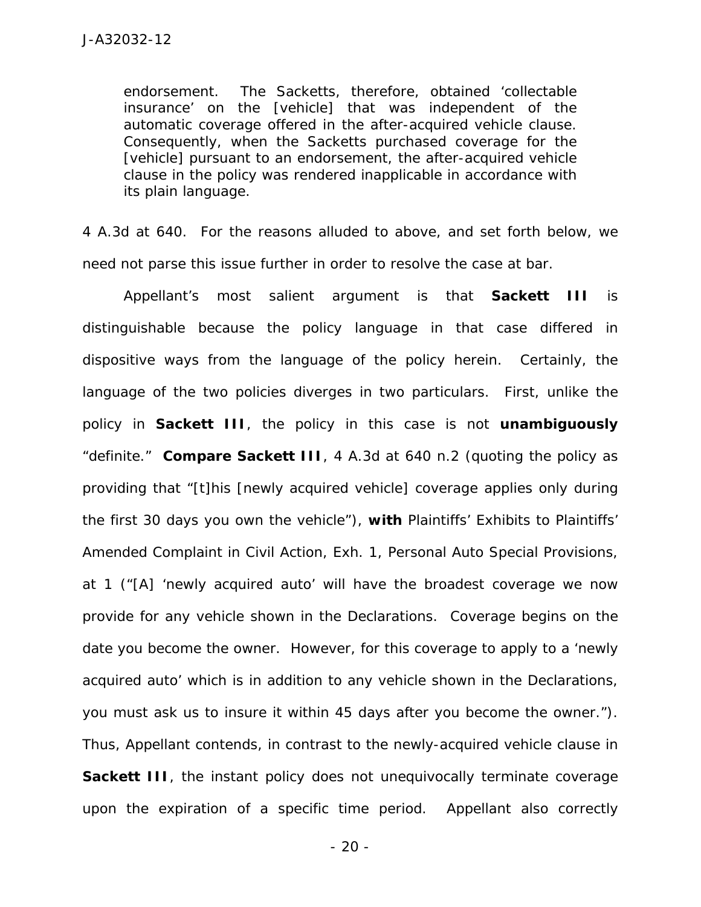> endorsement. The Sacketts, therefore, obtained 'collectable insurance' on the [vehicle] that was independent of the automatic coverage offered in the after-acquired vehicle clause. Consequently, when the Sacketts purchased coverage for the [vehicle] pursuant to an endorsement, the after-acquired vehicle clause in the policy was rendered inapplicable in accordance with its plain language.

4 A.3d at 640. For the reasons alluded to above, and set forth below, we need not parse this issue further in order to resolve the case at bar.

Appellant's most salient argument is that **Sackett III** is distinguishable because the policy language in that case differed in dispositive ways from the language of the policy herein. Certainly, the language of the two policies diverges in two particulars. First, unlike the policy in **Sackett III**, the policy in this case is not **unambiguously** "definite." **Compare Sackett III**, 4 A.3d at 640 n.2 (quoting the policy as providing that "[t]his [newly acquired vehicle] coverage applies only during the first 30 days you own the vehicle"), **with** Plaintiffs' Exhibits to Plaintiffs' Amended Complaint in Civil Action, Exh. 1, Personal Auto Special Provisions, at 1 ("[A] 'newly acquired auto' will have the broadest coverage we now provide for any vehicle shown in the Declarations. Coverage begins on the date you become the owner. However, for this coverage to apply to a 'newly acquired auto' which is in addition to any vehicle shown in the Declarations, you must ask us to insure it within 45 days after you become the owner."). Thus, Appellant contends, in contrast to the newly-acquired vehicle clause in **Sackett III**, the instant policy does not unequivocally terminate coverage upon the expiration of a specific time period. Appellant also correctly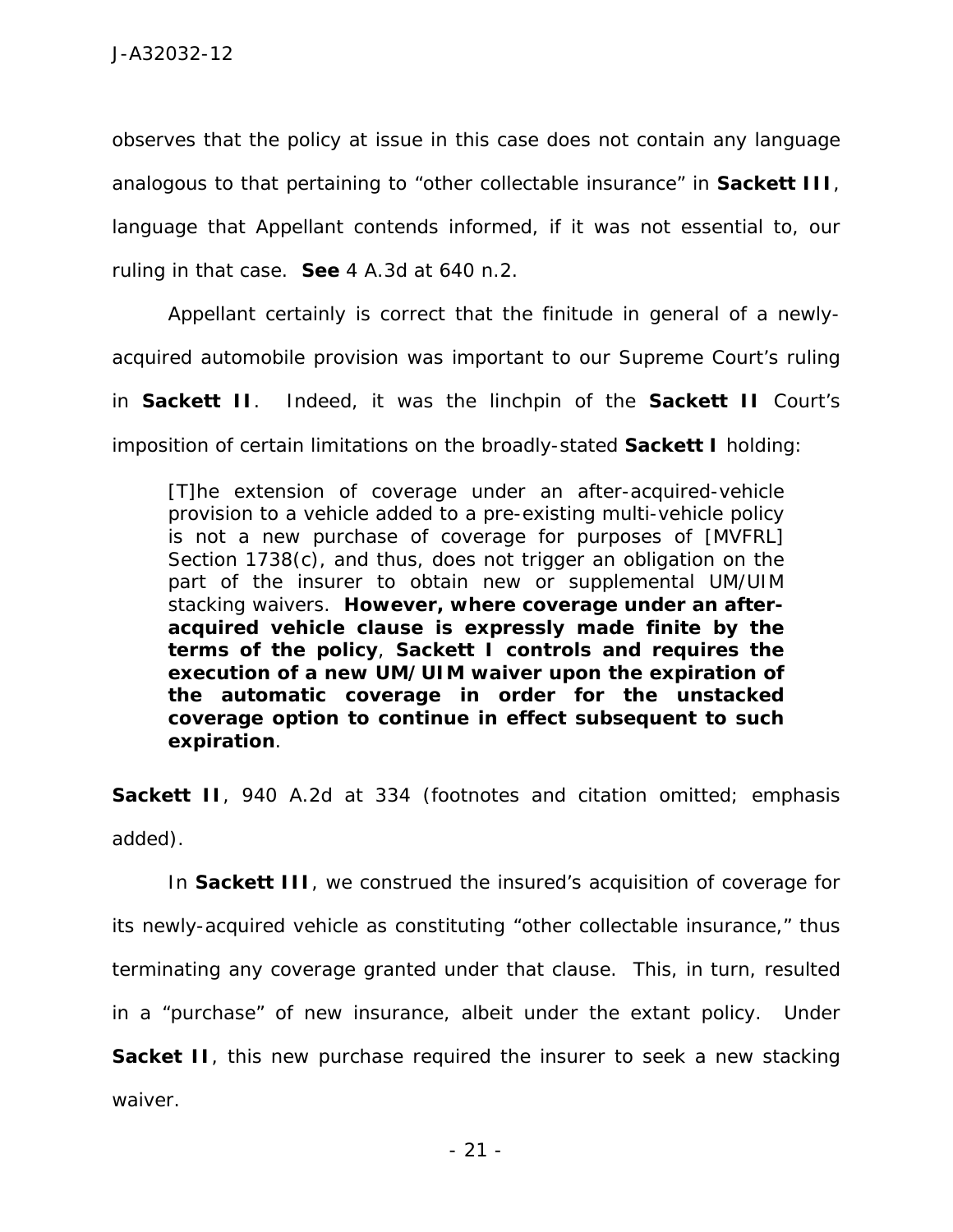observes that the policy at issue in this case does not contain any language analogous to that pertaining to "other collectable insurance" in **Sackett III**, language that Appellant contends informed, if it was not essential to, our ruling in that case. **See** 4 A.3d at 640 n.2.

Appellant certainly is correct that the finitude in general of a newly-acquired automobile provision was important to our Supreme Court's ruling in **Sackett II**. Indeed, it was the linchpin of the **Sackett II** Court's imposition of certain limitations on the broadly-stated **Sackett I** holding:

> [T]he extension of coverage under an after-acquired-vehicle provision to a vehicle added to a pre-existing multi-vehicle policy is not a new purchase of coverage for purposes of [MVFRL] Section 1738(c), and thus, does not trigger an obligation on the part of the insurer to obtain new or supplemental UM/UIM stacking waivers. **However, where coverage under an after-acquired vehicle clause is expressly made finite by the terms of the policy**, **Sackett I controls and requires the execution of a new UM/UIM waiver upon the expiration of the automatic coverage in order for the unstacked coverage option to continue in effect subsequent to such expiration**.

**Sackett II**, 940 A.2d at 334 (footnotes and citation omitted; emphasis added).

In **Sackett III**, we construed the insured's acquisition of coverage for its newly-acquired vehicle as constituting "other collectable insurance," thus terminating any coverage granted under that clause. This, in turn, resulted in a "purchase" of new insurance, albeit under the extant policy. Under **Sacket II**, this new purchase required the insurer to seek a new stacking waiver.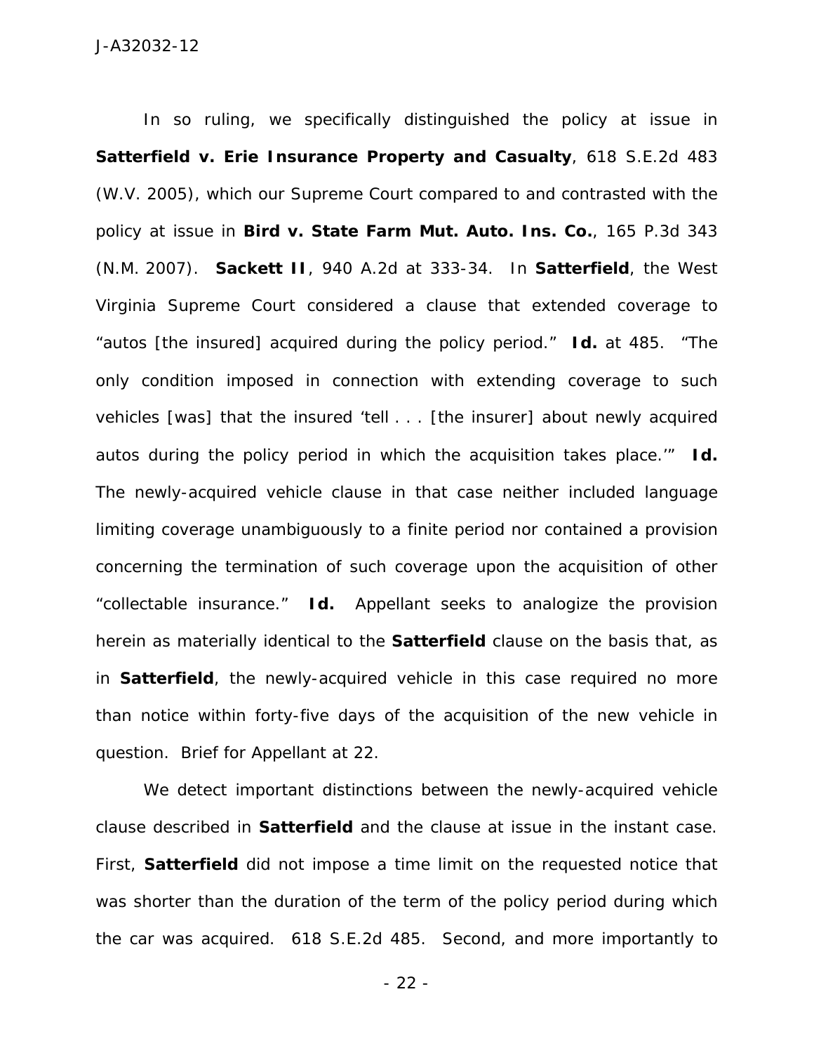In so ruling, we specifically distinguished the policy at issue in **Satterfield v. Erie Insurance Property and Casualty**, 618 S.E.2d 483 (W.V. 2005), which our Supreme Court compared to and contrasted with the policy at issue in **Bird v. State Farm Mut. Auto. Ins. Co.**, 165 P.3d 343 (N.M. 2007). **Sackett II**, 940 A.2d at 333-34. In **Satterfield**, the West Virginia Supreme Court considered a clause that extended coverage to "autos [the insured] acquired during the policy period." **Id.** at 485. "The only condition imposed in connection with extending coverage to such vehicles [was] that the insured 'tell . . . [the insurer] about newly acquired autos during the policy period in which the acquisition takes place.'" **Id.** The newly-acquired vehicle clause in that case neither included language limiting coverage unambiguously to a finite period nor contained a provision concerning the termination of such coverage upon the acquisition of other "collectable insurance." **Id.** Appellant seeks to analogize the provision herein as materially identical to the **Satterfield** clause on the basis that, as in **Satterfield**, the newly-acquired vehicle in this case required no more than notice within forty-five days of the acquisition of the new vehicle in question. Brief for Appellant at 22.

We detect important distinctions between the newly-acquired vehicle clause described in **Satterfield** and the clause at issue in the instant case. First, **Satterfield** did not impose a time limit on the requested notice that was shorter than the duration of the term of the policy period during which the car was acquired. 618 S.E.2d 485. Second, and more importantly to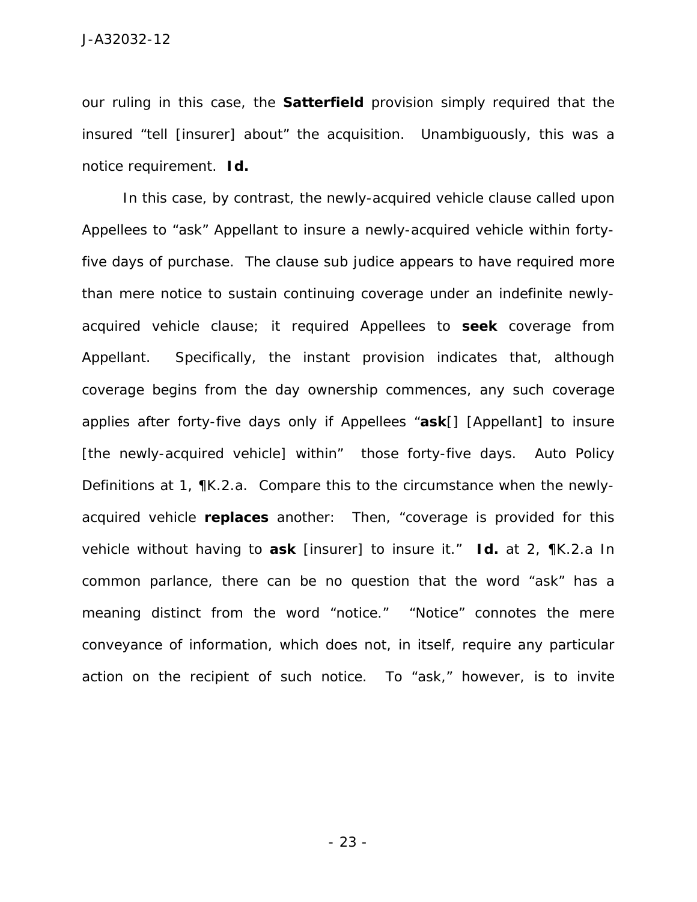our ruling in this case, the **Satterfield** provision simply required that the insured "tell [insurer] about" the acquisition. Unambiguously, this was a notice requirement. **Id.**

In this case, by contrast, the newly-acquired vehicle clause called upon Appellees to "ask" Appellant to insure a newly-acquired vehicle within forty-five days of purchase. The clause sub judice appears to have required more than mere notice to sustain continuing coverage under an indefinite newly-acquired vehicle clause; it required Appellees to **seek** coverage from Appellant. Specifically, the instant provision indicates that, although coverage begins from the day ownership commences, any such coverage applies after forty-five days only if Appellees "**ask**[] [Appellant] to insure [the newly-acquired vehicle] within" those forty-five days. Auto Policy Definitions at 1, ¶K.2.a. Compare this to the circumstance when the newly-acquired vehicle **replaces** another: Then, "coverage is provided for this vehicle without having to **ask** [insurer] to insure it." **Id.** at 2, ¶K.2.a In common parlance, there can be no question that the word "ask" has a meaning distinct from the word "notice." "Notice" connotes the mere conveyance of information, which does not, in itself, require any particular action on the recipient of such notice. To "ask," however, is to invite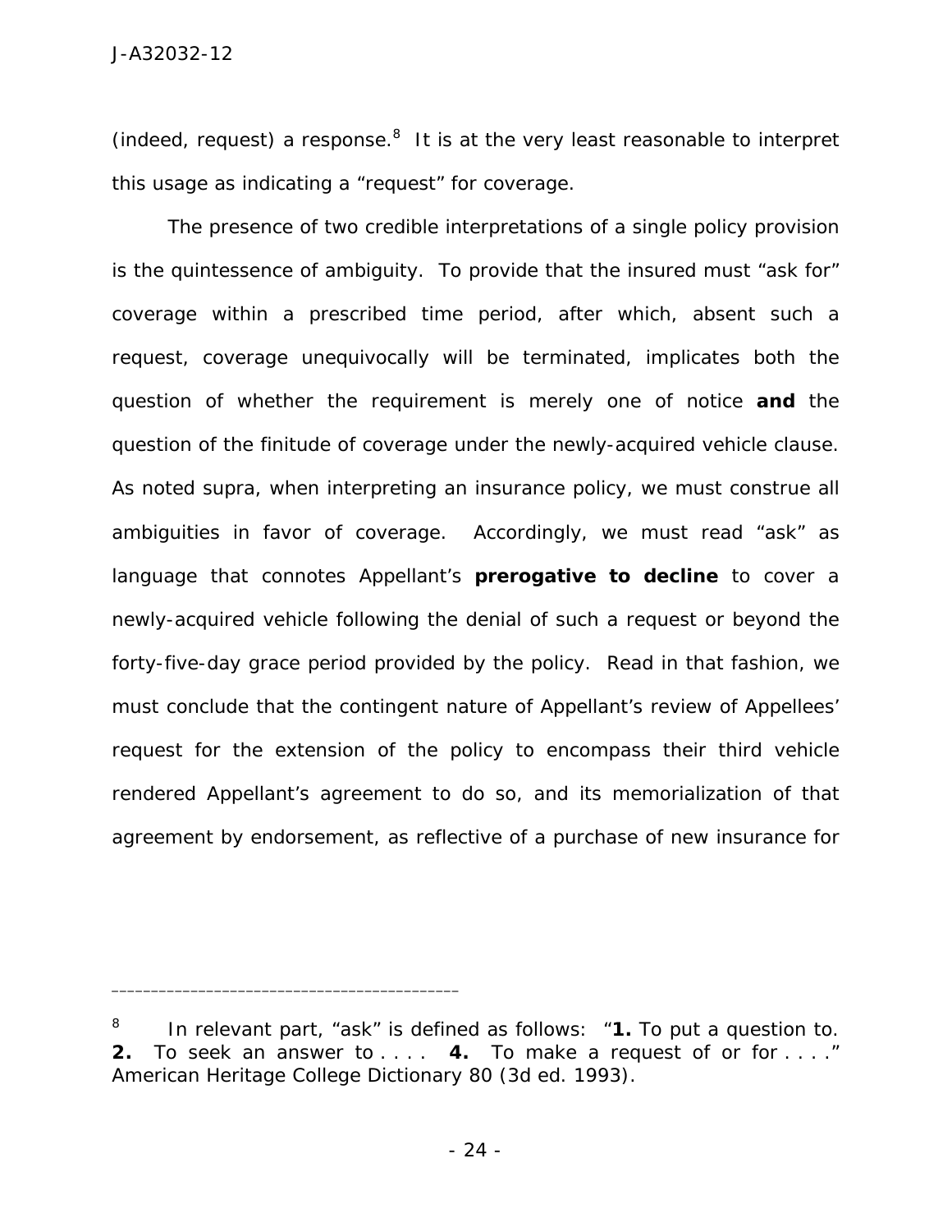(indeed, request) a response.[8] It is at the very least reasonable to interpret this usage as indicating a "request" for coverage.

The presence of two credible interpretations of a single policy provision is the quintessence of ambiguity. To provide that the insured must "ask for" coverage within a prescribed time period, after which, absent such a request, coverage unequivocally will be terminated, implicates both the question of whether the requirement is merely one of notice **and** the question of the finitude of coverage under the newly-acquired vehicle clause. As noted supra, when interpreting an insurance policy, we must construe all ambiguities in favor of coverage. Accordingly, we must read "ask" as language that connotes Appellant's **prerogative to decline** to cover a newly-acquired vehicle following the denial of such a request or beyond the forty-five-day grace period provided by the policy. Read in that fashion, we must conclude that the contingent nature of Appellant's review of Appellees' request for the extension of the policy to encompass their third vehicle rendered Appellant's agreement to do so, and its memorialization of that agreement by endorsement, as reflective of a purchase of new insurance for

---

[8] In relevant part, "ask" is defined as follows: "**1.** To put a question to. **2.** To seek an answer to . . . . **4.** To make a request of or for . . . ." American Heritage College Dictionary 80 (3d ed. 1993).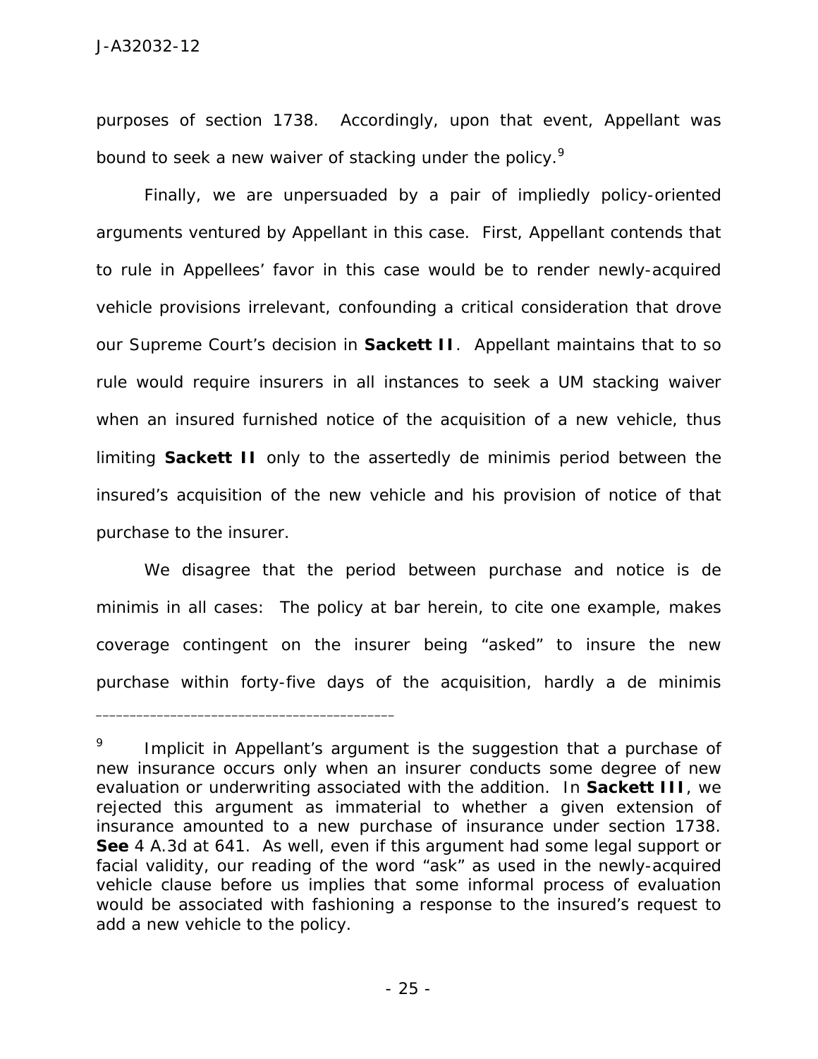purposes of section 1738. Accordingly, upon that event, Appellant was bound to seek a new waiver of stacking under the policy.[9]

Finally, we are unpersuaded by a pair of impliedly policy-oriented arguments ventured by Appellant in this case. First, Appellant contends that to rule in Appellees' favor in this case would be to render newly-acquired vehicle provisions irrelevant, confounding a critical consideration that drove our Supreme Court's decision in **Sackett II**. Appellant maintains that to so rule would require insurers in all instances to seek a UM stacking waiver when an insured furnished notice of the acquisition of a new vehicle, thus limiting **Sackett II** only to the assertedly de minimis period between the insured's acquisition of the new vehicle and his provision of notice of that purchase to the insurer.

We disagree that the period between purchase and notice is de minimis in all cases: The policy at bar herein, to cite one example, makes coverage contingent on the insurer being "asked" to insure the new purchase within forty-five days of the acquisition, hardly a de minimis

---

[9] Implicit in Appellant's argument is the suggestion that a purchase of new insurance occurs only when an insurer conducts some degree of new evaluation or underwriting associated with the addition. In **Sackett III**, we rejected this argument as immaterial to whether a given extension of insurance amounted to a new purchase of insurance under section 1738. **See** 4 A.3d at 641. As well, even if this argument had some legal support or facial validity, our reading of the word "ask" as used in the newly-acquired vehicle clause before us implies that some informal process of evaluation would be associated with fashioning a response to the insured's request to add a new vehicle to the policy.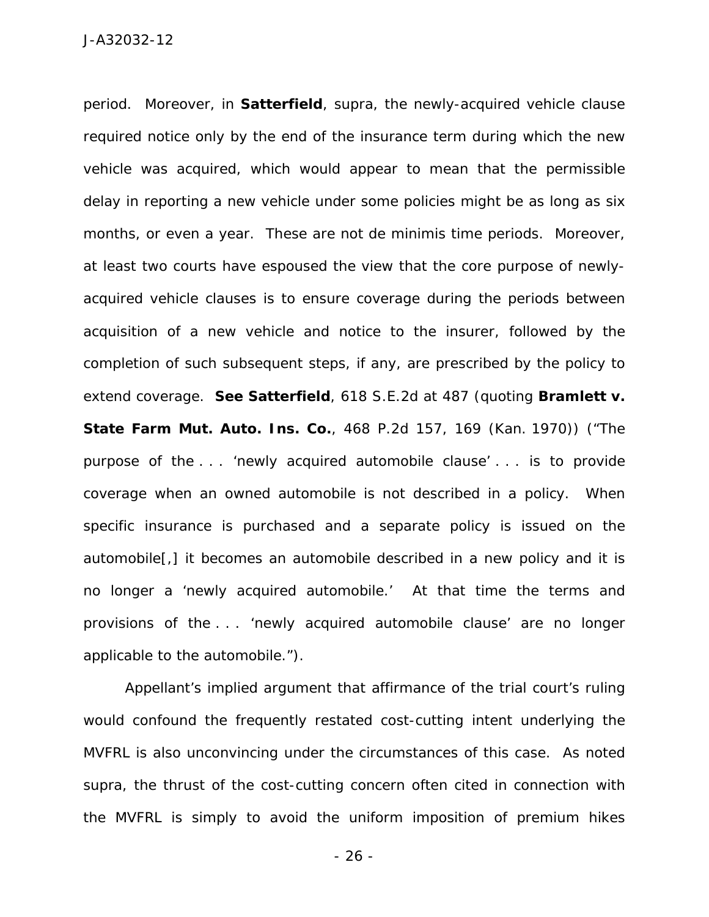period. Moreover, in **Satterfield**, supra, the newly-acquired vehicle clause required notice only by the end of the insurance term during which the new vehicle was acquired, which would appear to mean that the permissible delay in reporting a new vehicle under some policies might be as long as six months, or even a year. These are not de minimis time periods. Moreover, at least two courts have espoused the view that the core purpose of newly-acquired vehicle clauses is to ensure coverage during the periods between acquisition of a new vehicle and notice to the insurer, followed by the completion of such subsequent steps, if any, are prescribed by the policy to extend coverage. **See Satterfield**, 618 S.E.2d at 487 (quoting **Bramlett v. State Farm Mut. Auto. Ins. Co.**, 468 P.2d 157, 169 (Kan. 1970)) ("The purpose of the . . . 'newly acquired automobile clause' . . . is to provide coverage when an owned automobile is not described in a policy. When specific insurance is purchased and a separate policy is issued on the automobile[,] it becomes an automobile described in a new policy and it is no longer a 'newly acquired automobile.' At that time the terms and provisions of the . . . 'newly acquired automobile clause' are no longer applicable to the automobile.").

Appellant's implied argument that affirmance of the trial court's ruling would confound the frequently restated cost-cutting intent underlying the MVFRL is also unconvincing under the circumstances of this case. As noted supra, the thrust of the cost-cutting concern often cited in connection with the MVFRL is simply to avoid the uniform imposition of premium hikes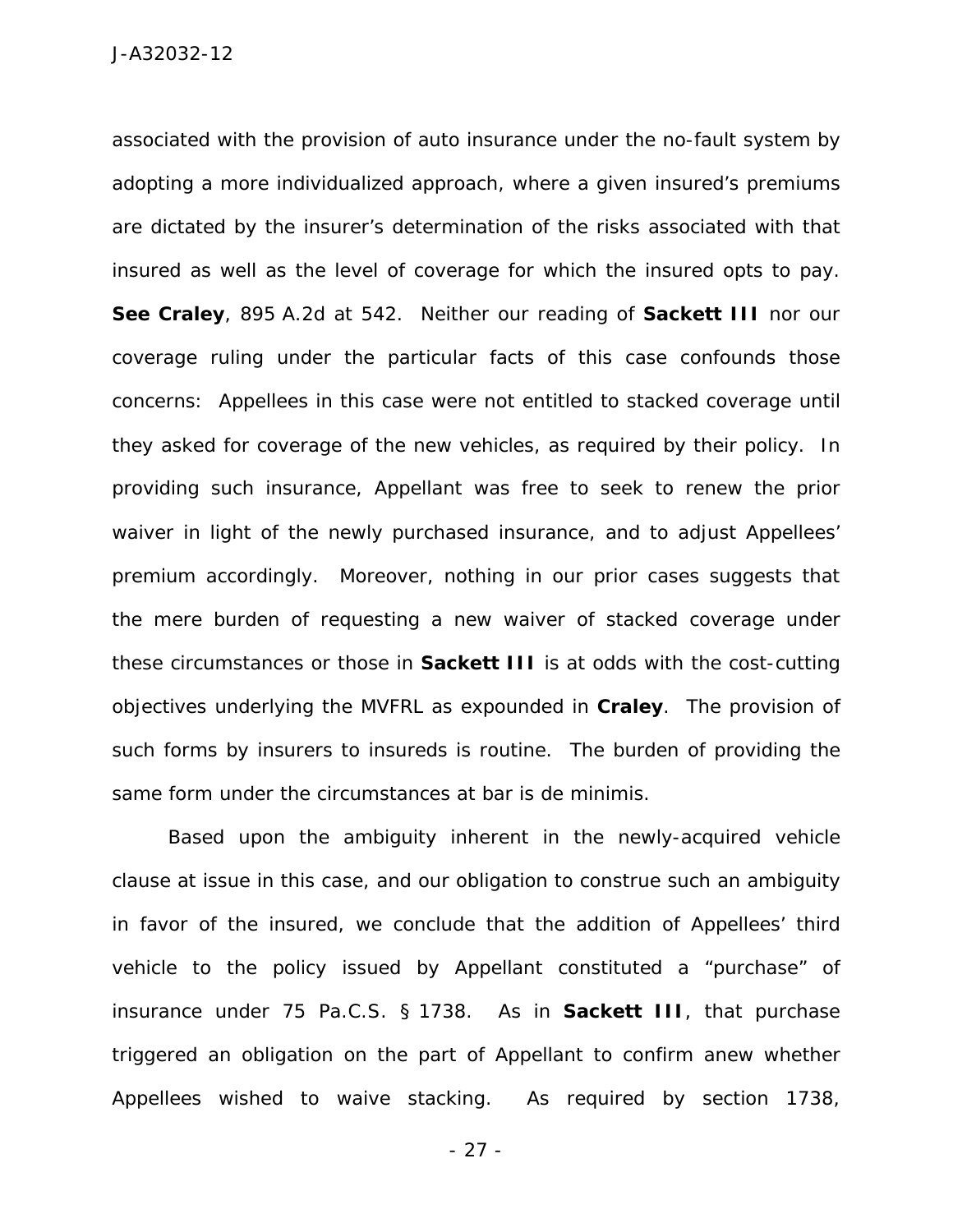associated with the provision of auto insurance under the no-fault system by adopting a more individualized approach, where a given insured's premiums are dictated by the insurer's determination of the risks associated with that insured as well as the level of coverage for which the insured opts to pay. **See Craley**, 895 A.2d at 542. Neither our reading of **Sackett III** nor our coverage ruling under the particular facts of this case confounds those concerns: Appellees in this case were not entitled to stacked coverage until they asked for coverage of the new vehicles, as required by their policy. In providing such insurance, Appellant was free to seek to renew the prior waiver in light of the newly purchased insurance, and to adjust Appellees' premium accordingly. Moreover, nothing in our prior cases suggests that the mere burden of requesting a new waiver of stacked coverage under these circumstances or those in **Sackett III** is at odds with the cost-cutting objectives underlying the MVFRL as expounded in **Craley**. The provision of such forms by insurers to insureds is routine. The burden of providing the same form under the circumstances at bar is de minimis.

Based upon the ambiguity inherent in the newly-acquired vehicle clause at issue in this case, and our obligation to construe such an ambiguity in favor of the insured, we conclude that the addition of Appellees' third vehicle to the policy issued by Appellant constituted a "purchase" of insurance under 75 Pa.C.S. § 1738. As in **Sackett III**, that purchase triggered an obligation on the part of Appellant to confirm anew whether Appellees wished to waive stacking. As required by section 1738,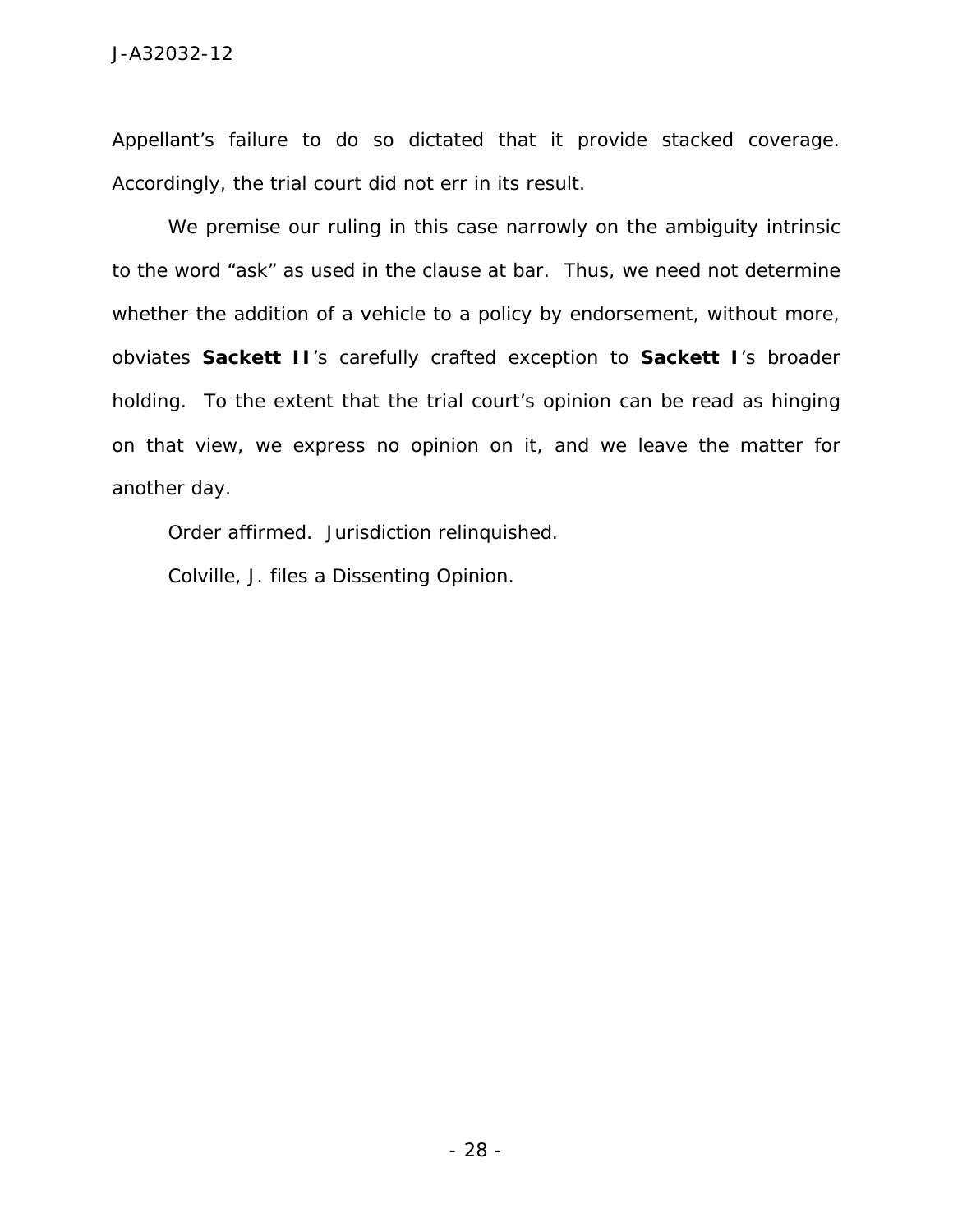Appellant's failure to do so dictated that it provide stacked coverage. Accordingly, the trial court did not err in its result.

We premise our ruling in this case narrowly on the ambiguity intrinsic to the word "ask" as used in the clause at bar. Thus, we need not determine whether the addition of a vehicle to a policy by endorsement, without more, obviates **Sackett II**'s carefully crafted exception to **Sackett I**'s broader holding. To the extent that the trial court's opinion can be read as hinging on that view, we express no opinion on it, and we leave the matter for another day.

Order affirmed. Jurisdiction relinquished.

Colville, J. files a Dissenting Opinion.